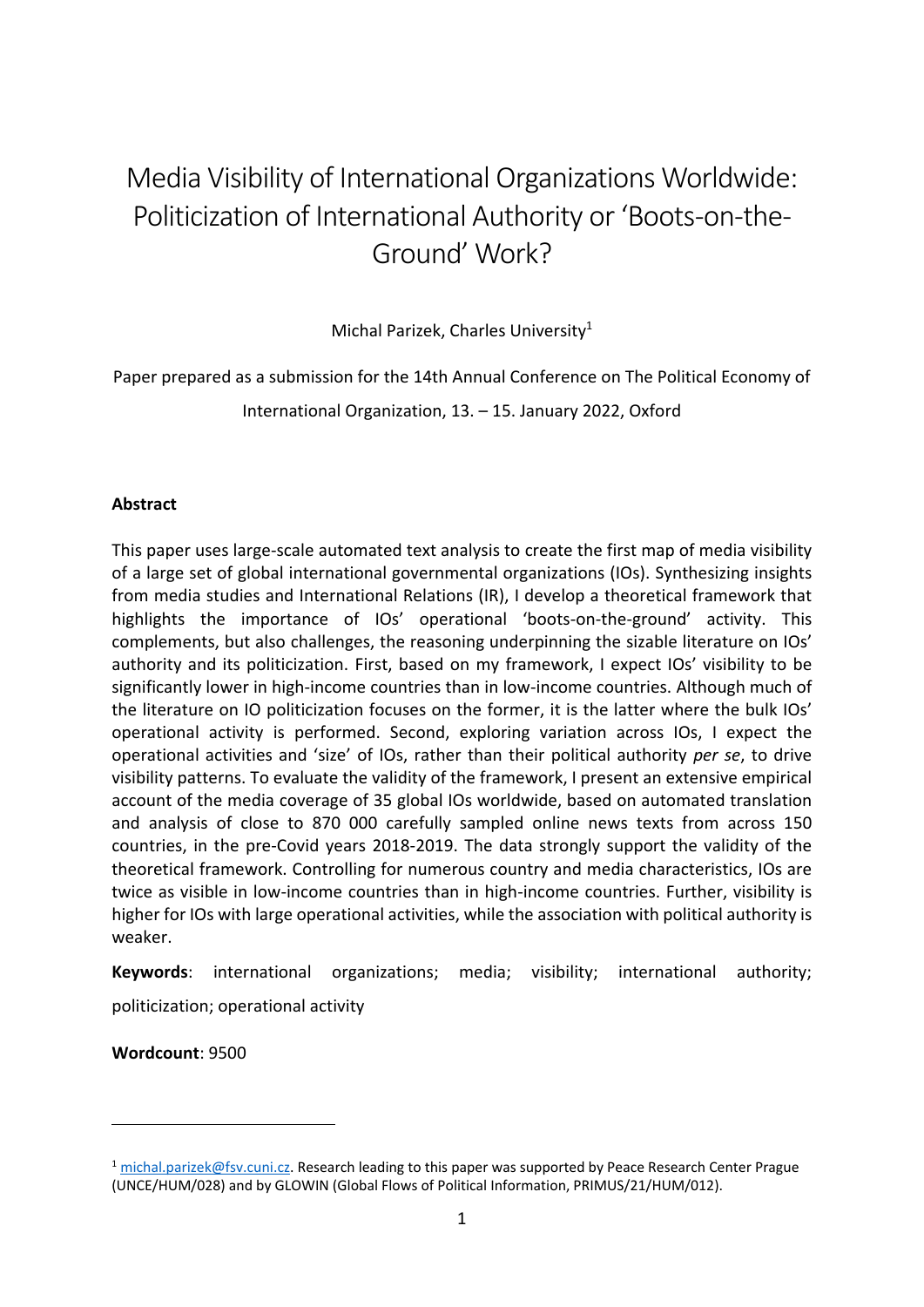# Media Visibility of International Organizations Worldwide: Politicization of International Authority or 'Boots-on-the-Ground' Work?

Michal Parizek, Charles University[1]

Paper prepared as a submission for the 14th Annual Conference on The Political Economy of International Organization, 13. – 15. January 2022, Oxford

**Abstract**

This paper uses large-scale automated text analysis to create the first map of media visibility of a large set of global international governmental organizations (IOs). Synthesizing insights from media studies and International Relations (IR), I develop a theoretical framework that highlights the importance of IOs' operational 'boots-on-the-ground' activity. This complements, but also challenges, the reasoning underpinning the sizable literature on IOs' authority and its politicization. First, based on my framework, I expect IOs' visibility to be significantly lower in high-income countries than in low-income countries. Although much of the literature on IO politicization focuses on the former, it is the latter where the bulk IOs' operational activity is performed. Second, exploring variation across IOs, I expect the operational activities and 'size' of IOs, rather than their political authority *per se*, to drive visibility patterns. To evaluate the validity of the framework, I present an extensive empirical account of the media coverage of 35 global IOs worldwide, based on automated translation and analysis of close to 870 000 carefully sampled online news texts from across 150 countries, in the pre-Covid years 2018-2019. The data strongly support the validity of the theoretical framework. Controlling for numerous country and media characteristics, IOs are twice as visible in low-income countries than in high-income countries. Further, visibility is higher for IOs with large operational activities, while the association with political authority is weaker.

**Keywords**: international organizations; media; visibility; international authority; politicization; operational activity

**Wordcount**: 9500

---

[1] michal.parizek@fsv.cuni.cz. Research leading to this paper was supported by Peace Research Center Prague (UNCE/HUM/028) and by GLOWIN (Global Flows of Political Information, PRIMUS/21/HUM/012).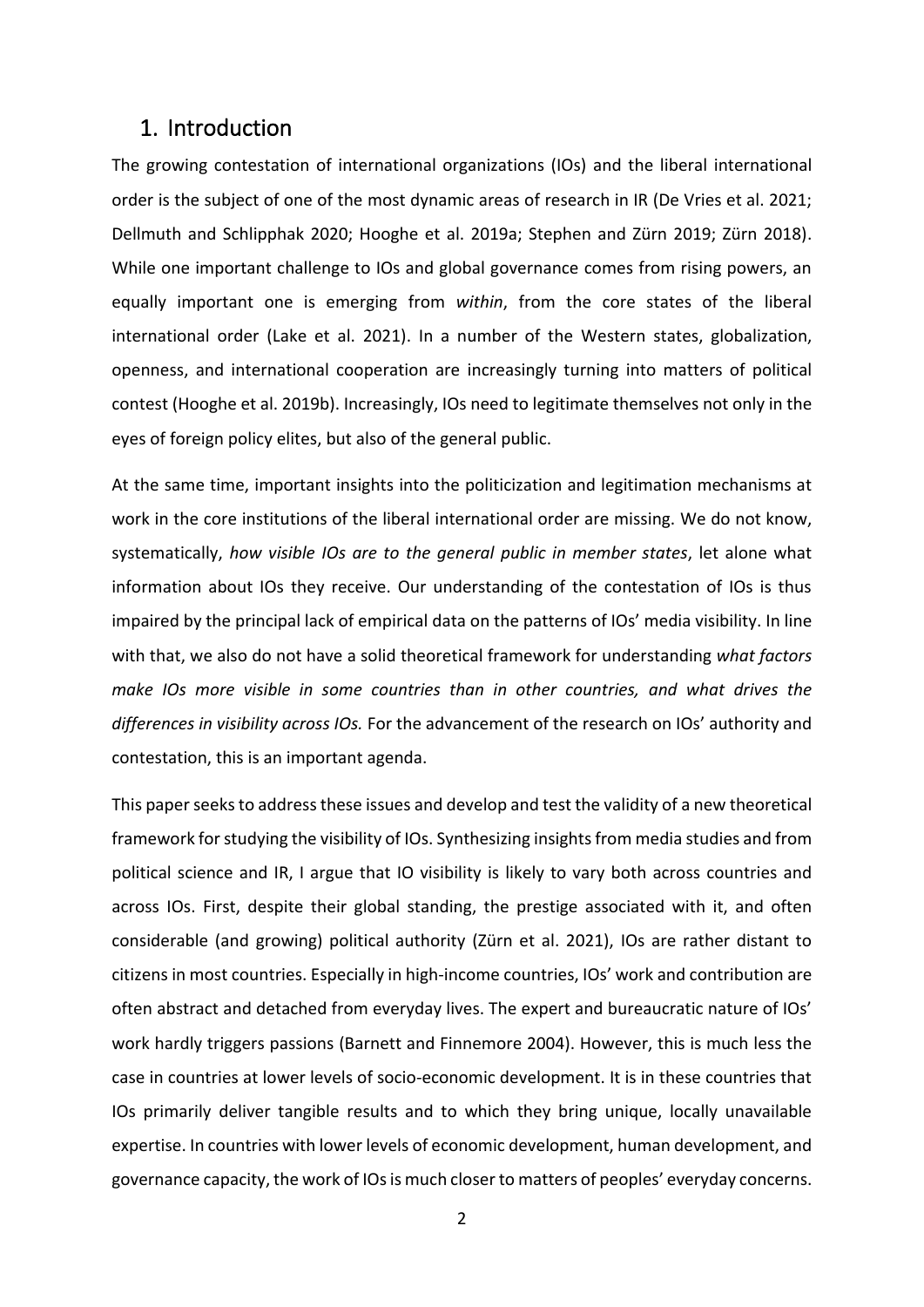## 1. Introduction

The growing contestation of international organizations (IOs) and the liberal international order is the subject of one of the most dynamic areas of research in IR (De Vries et al. 2021; Dellmuth and Schlipphak 2020; Hooghe et al. 2019a; Stephen and Zürn 2019; Zürn 2018). While one important challenge to IOs and global governance comes from rising powers, an equally important one is emerging from *within*, from the core states of the liberal international order (Lake et al. 2021). In a number of the Western states, globalization, openness, and international cooperation are increasingly turning into matters of political contest (Hooghe et al. 2019b). Increasingly, IOs need to legitimate themselves not only in the eyes of foreign policy elites, but also of the general public.

At the same time, important insights into the politicization and legitimation mechanisms at work in the core institutions of the liberal international order are missing. We do not know, systematically, *how visible IOs are to the general public in member states*, let alone what information about IOs they receive. Our understanding of the contestation of IOs is thus impaired by the principal lack of empirical data on the patterns of IOs' media visibility. In line with that, we also do not have a solid theoretical framework for understanding *what factors make IOs more visible in some countries than in other countries, and what drives the differences in visibility across IOs.* For the advancement of the research on IOs' authority and contestation, this is an important agenda.

This paper seeks to address these issues and develop and test the validity of a new theoretical framework for studying the visibility of IOs. Synthesizing insights from media studies and from political science and IR, I argue that IO visibility is likely to vary both across countries and across IOs. First, despite their global standing, the prestige associated with it, and often considerable (and growing) political authority (Zürn et al. 2021), IOs are rather distant to citizens in most countries. Especially in high-income countries, IOs' work and contribution are often abstract and detached from everyday lives. The expert and bureaucratic nature of IOs' work hardly triggers passions (Barnett and Finnemore 2004). However, this is much less the case in countries at lower levels of socio-economic development. It is in these countries that IOs primarily deliver tangible results and to which they bring unique, locally unavailable expertise. In countries with lower levels of economic development, human development, and governance capacity, the work of IOs is much closer to matters of peoples' everyday concerns.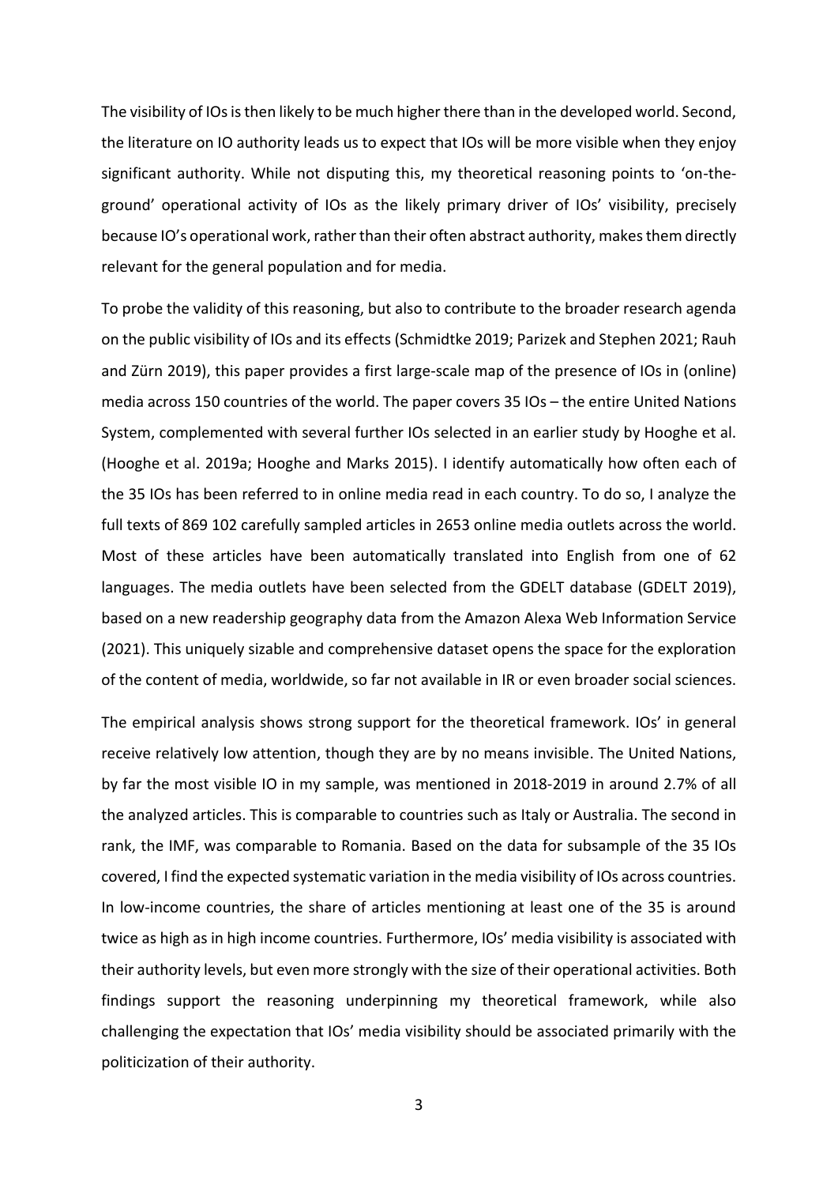The visibility of IOs is then likely to be much higher there than in the developed world. Second, the literature on IO authority leads us to expect that IOs will be more visible when they enjoy significant authority. While not disputing this, my theoretical reasoning points to 'on-the-ground' operational activity of IOs as the likely primary driver of IOs' visibility, precisely because IO's operational work, rather than their often abstract authority, makes them directly relevant for the general population and for media.

To probe the validity of this reasoning, but also to contribute to the broader research agenda on the public visibility of IOs and its effects (Schmidtke 2019; Parizek and Stephen 2021; Rauh and Zürn 2019), this paper provides a first large-scale map of the presence of IOs in (online) media across 150 countries of the world. The paper covers 35 IOs – the entire United Nations System, complemented with several further IOs selected in an earlier study by Hooghe et al. (Hooghe et al. 2019a; Hooghe and Marks 2015). I identify automatically how often each of the 35 IOs has been referred to in online media read in each country. To do so, I analyze the full texts of 869 102 carefully sampled articles in 2653 online media outlets across the world. Most of these articles have been automatically translated into English from one of 62 languages. The media outlets have been selected from the GDELT database (GDELT 2019), based on a new readership geography data from the Amazon Alexa Web Information Service (2021). This uniquely sizable and comprehensive dataset opens the space for the exploration of the content of media, worldwide, so far not available in IR or even broader social sciences.

The empirical analysis shows strong support for the theoretical framework. IOs' in general receive relatively low attention, though they are by no means invisible. The United Nations, by far the most visible IO in my sample, was mentioned in 2018-2019 in around 2.7% of all the analyzed articles. This is comparable to countries such as Italy or Australia. The second in rank, the IMF, was comparable to Romania. Based on the data for subsample of the 35 IOs covered, I find the expected systematic variation in the media visibility of IOs across countries. In low-income countries, the share of articles mentioning at least one of the 35 is around twice as high as in high income countries. Furthermore, IOs' media visibility is associated with their authority levels, but even more strongly with the size of their operational activities. Both findings support the reasoning underpinning my theoretical framework, while also challenging the expectation that IOs' media visibility should be associated primarily with the politicization of their authority.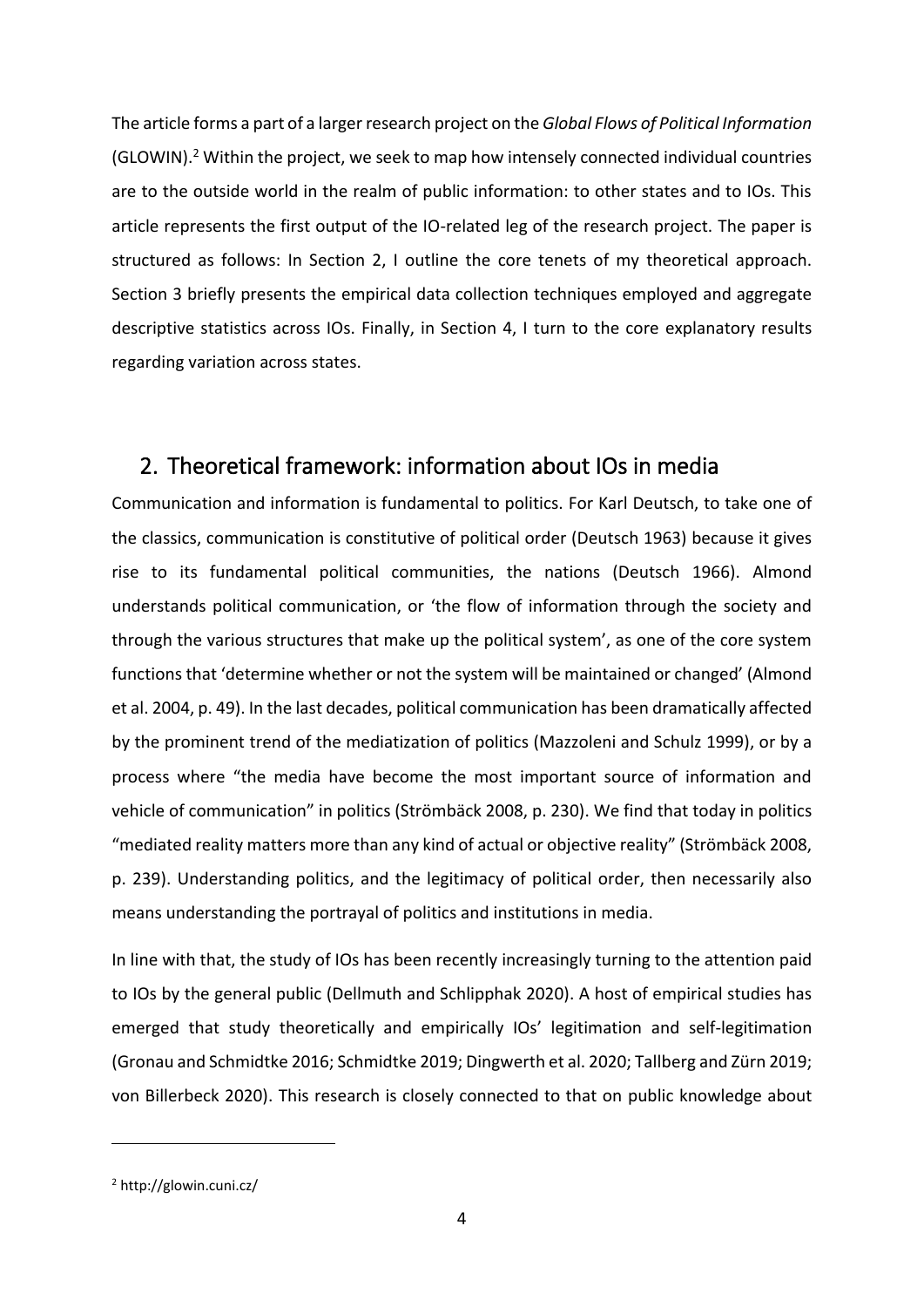The article forms a part of a larger research project on the *Global Flows of Political Information* (GLOWIN).[2] Within the project, we seek to map how intensely connected individual countries are to the outside world in the realm of public information: to other states and to IOs. This article represents the first output of the IO-related leg of the research project. The paper is structured as follows: In Section 2, I outline the core tenets of my theoretical approach. Section 3 briefly presents the empirical data collection techniques employed and aggregate descriptive statistics across IOs. Finally, in Section 4, I turn to the core explanatory results regarding variation across states.

## 2. Theoretical framework: information about IOs in media

Communication and information is fundamental to politics. For Karl Deutsch, to take one of the classics, communication is constitutive of political order (Deutsch 1963) because it gives rise to its fundamental political communities, the nations (Deutsch 1966). Almond understands political communication, or 'the flow of information through the society and through the various structures that make up the political system', as one of the core system functions that 'determine whether or not the system will be maintained or changed' (Almond et al. 2004, p. 49). In the last decades, political communication has been dramatically affected by the prominent trend of the mediatization of politics (Mazzoleni and Schulz 1999), or by a process where "the media have become the most important source of information and vehicle of communication" in politics (Strömbäck 2008, p. 230). We find that today in politics "mediated reality matters more than any kind of actual or objective reality" (Strömbäck 2008, p. 239). Understanding politics, and the legitimacy of political order, then necessarily also means understanding the portrayal of politics and institutions in media.

In line with that, the study of IOs has been recently increasingly turning to the attention paid to IOs by the general public (Dellmuth and Schlipphak 2020). A host of empirical studies has emerged that study theoretically and empirically IOs' legitimation and self-legitimation (Gronau and Schmidtke 2016; Schmidtke 2019; Dingwerth et al. 2020; Tallberg and Zürn 2019; von Billerbeck 2020). This research is closely connected to that on public knowledge about

[2] http://glowin.cuni.cz/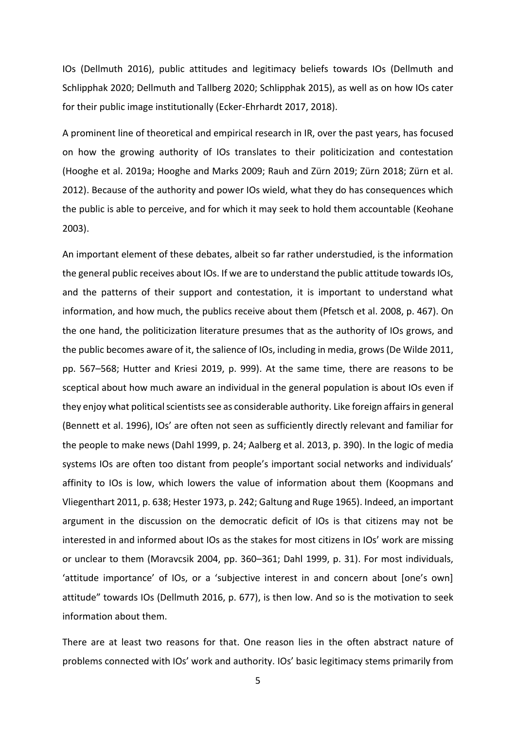IOs (Dellmuth 2016), public attitudes and legitimacy beliefs towards IOs (Dellmuth and Schlipphak 2020; Dellmuth and Tallberg 2020; Schlipphak 2015), as well as on how IOs cater for their public image institutionally (Ecker-Ehrhardt 2017, 2018).

A prominent line of theoretical and empirical research in IR, over the past years, has focused on how the growing authority of IOs translates to their politicization and contestation (Hooghe et al. 2019a; Hooghe and Marks 2009; Rauh and Zürn 2019; Zürn 2018; Zürn et al. 2012). Because of the authority and power IOs wield, what they do has consequences which the public is able to perceive, and for which it may seek to hold them accountable (Keohane 2003).

An important element of these debates, albeit so far rather understudied, is the information the general public receives about IOs. If we are to understand the public attitude towards IOs, and the patterns of their support and contestation, it is important to understand what information, and how much, the publics receive about them (Pfetsch et al. 2008, p. 467). On the one hand, the politicization literature presumes that as the authority of IOs grows, and the public becomes aware of it, the salience of IOs, including in media, grows (De Wilde 2011, pp. 567–568; Hutter and Kriesi 2019, p. 999). At the same time, there are reasons to be sceptical about how much aware an individual in the general population is about IOs even if they enjoy what political scientists see as considerable authority. Like foreign affairs in general (Bennett et al. 1996), IOs' are often not seen as sufficiently directly relevant and familiar for the people to make news (Dahl 1999, p. 24; Aalberg et al. 2013, p. 390). In the logic of media systems IOs are often too distant from people's important social networks and individuals' affinity to IOs is low, which lowers the value of information about them (Koopmans and Vliegenthart 2011, p. 638; Hester 1973, p. 242; Galtung and Ruge 1965). Indeed, an important argument in the discussion on the democratic deficit of IOs is that citizens may not be interested in and informed about IOs as the stakes for most citizens in IOs' work are missing or unclear to them (Moravcsik 2004, pp. 360–361; Dahl 1999, p. 31). For most individuals, 'attitude importance' of IOs, or a 'subjective interest in and concern about [one's own] attitude" towards IOs (Dellmuth 2016, p. 677), is then low. And so is the motivation to seek information about them.

There are at least two reasons for that. One reason lies in the often abstract nature of problems connected with IOs' work and authority. IOs' basic legitimacy stems primarily from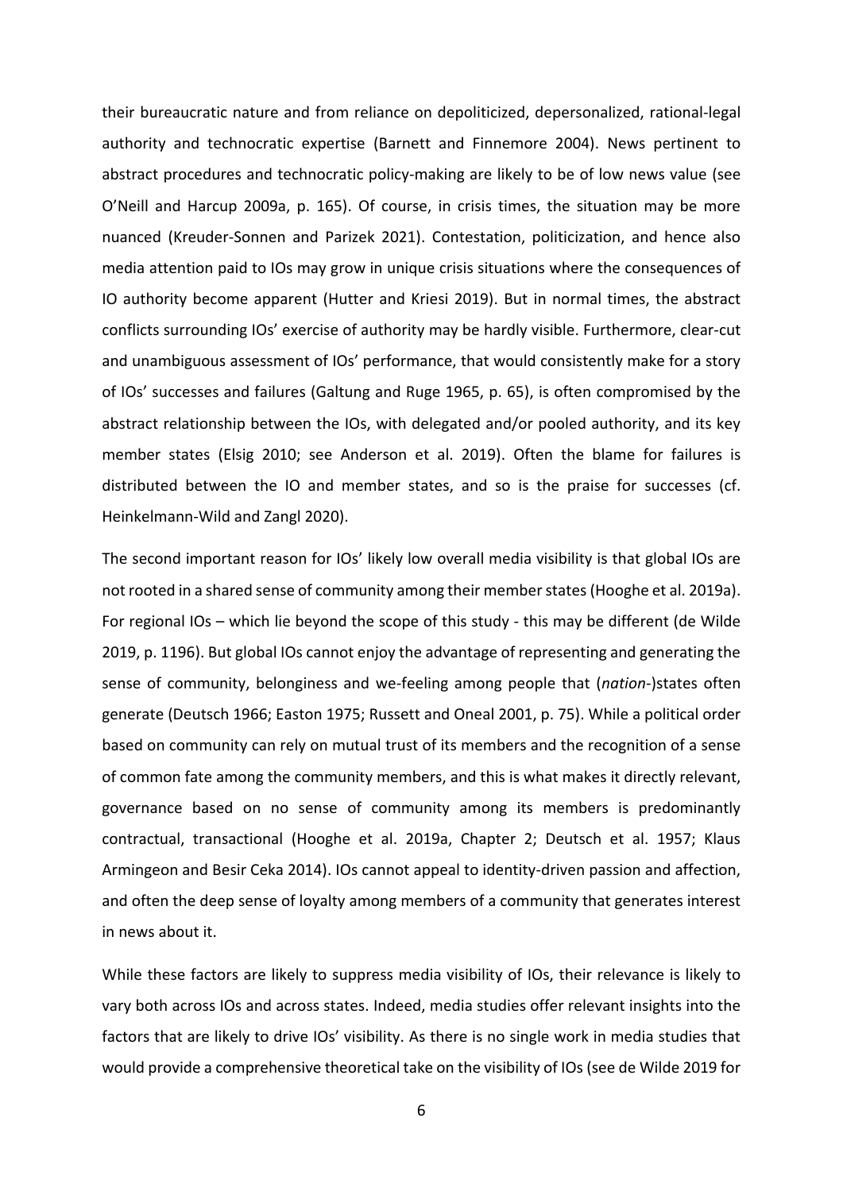their bureaucratic nature and from reliance on depoliticized, depersonalized, rational-legal authority and technocratic expertise (Barnett and Finnemore 2004). News pertinent to abstract procedures and technocratic policy-making are likely to be of low news value (see O'Neill and Harcup 2009a, p. 165). Of course, in crisis times, the situation may be more nuanced (Kreuder-Sonnen and Parizek 2021). Contestation, politicization, and hence also media attention paid to IOs may grow in unique crisis situations where the consequences of IO authority become apparent (Hutter and Kriesi 2019). But in normal times, the abstract conflicts surrounding IOs' exercise of authority may be hardly visible. Furthermore, clear-cut and unambiguous assessment of IOs' performance, that would consistently make for a story of IOs' successes and failures (Galtung and Ruge 1965, p. 65), is often compromised by the abstract relationship between the IOs, with delegated and/or pooled authority, and its key member states (Elsig 2010; see Anderson et al. 2019). Often the blame for failures is distributed between the IO and member states, and so is the praise for successes (cf. Heinkelmann-Wild and Zangl 2020).

The second important reason for IOs' likely low overall media visibility is that global IOs are not rooted in a shared sense of community among their member states (Hooghe et al. 2019a). For regional IOs – which lie beyond the scope of this study - this may be different (de Wilde 2019, p. 1196). But global IOs cannot enjoy the advantage of representing and generating the sense of community, belonginess and we-feeling among people that (*nation*-)states often generate (Deutsch 1966; Easton 1975; Russett and Oneal 2001, p. 75). While a political order based on community can rely on mutual trust of its members and the recognition of a sense of common fate among the community members, and this is what makes it directly relevant, governance based on no sense of community among its members is predominantly contractual, transactional (Hooghe et al. 2019a, Chapter 2; Deutsch et al. 1957; Klaus Armingeon and Besir Ceka 2014). IOs cannot appeal to identity-driven passion and affection, and often the deep sense of loyalty among members of a community that generates interest in news about it.

While these factors are likely to suppress media visibility of IOs, their relevance is likely to vary both across IOs and across states. Indeed, media studies offer relevant insights into the factors that are likely to drive IOs' visibility. As there is no single work in media studies that would provide a comprehensive theoretical take on the visibility of IOs (see de Wilde 2019 for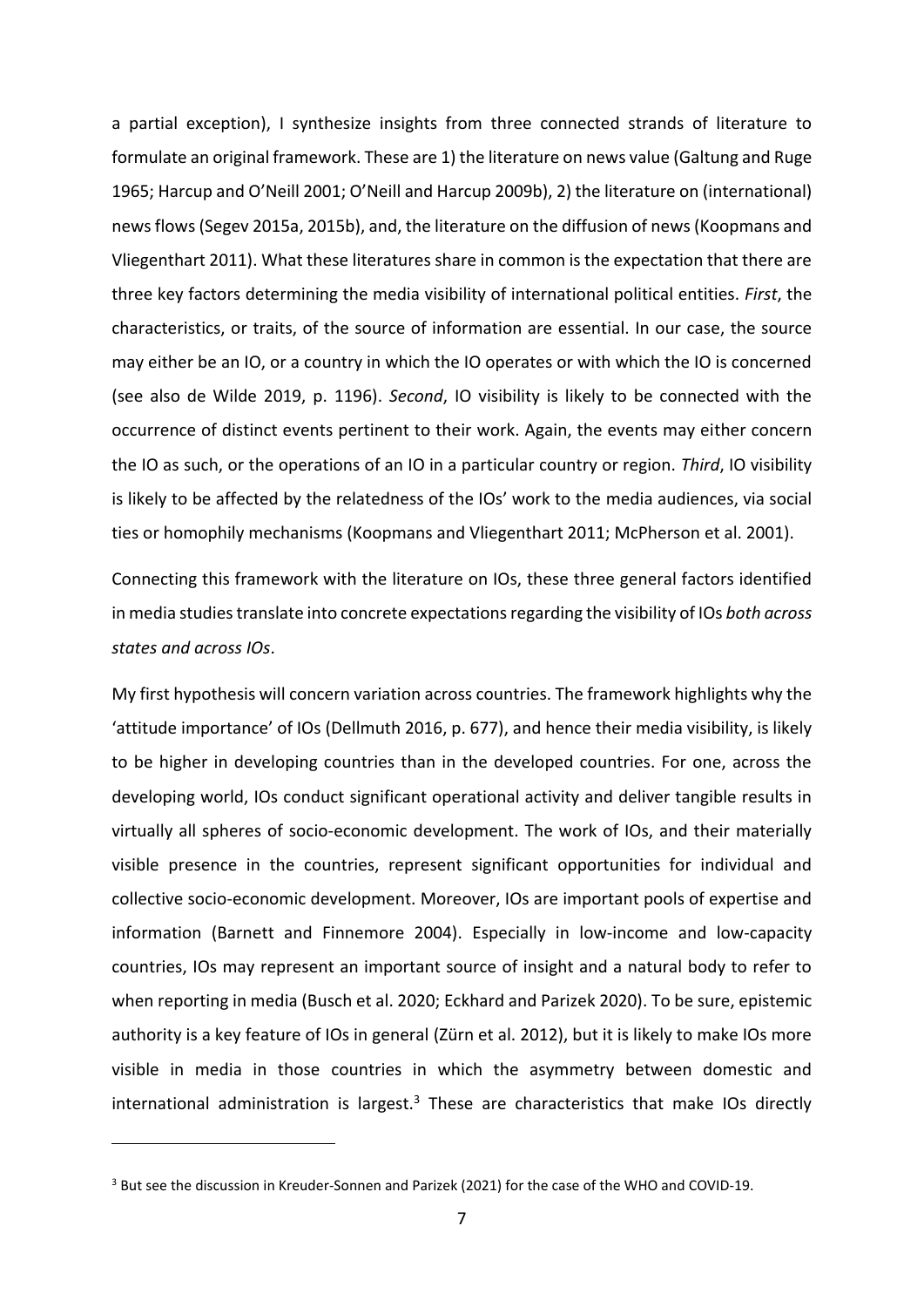a partial exception), I synthesize insights from three connected strands of literature to formulate an original framework. These are 1) the literature on news value (Galtung and Ruge 1965; Harcup and O'Neill 2001; O'Neill and Harcup 2009b), 2) the literature on (international) news flows (Segev 2015a, 2015b), and, the literature on the diffusion of news (Koopmans and Vliegenthart 2011). What these literatures share in common is the expectation that there are three key factors determining the media visibility of international political entities. *First*, the characteristics, or traits, of the source of information are essential. In our case, the source may either be an IO, or a country in which the IO operates or with which the IO is concerned (see also de Wilde 2019, p. 1196). *Second*, IO visibility is likely to be connected with the occurrence of distinct events pertinent to their work. Again, the events may either concern the IO as such, or the operations of an IO in a particular country or region. *Third*, IO visibility is likely to be affected by the relatedness of the IOs' work to the media audiences, via social ties or homophily mechanisms (Koopmans and Vliegenthart 2011; McPherson et al. 2001).

Connecting this framework with the literature on IOs, these three general factors identified in media studies translate into concrete expectations regarding the visibility of IOs *both across states and across IOs*.

My first hypothesis will concern variation across countries. The framework highlights why the 'attitude importance' of IOs (Dellmuth 2016, p. 677), and hence their media visibility, is likely to be higher in developing countries than in the developed countries. For one, across the developing world, IOs conduct significant operational activity and deliver tangible results in virtually all spheres of socio-economic development. The work of IOs, and their materially visible presence in the countries, represent significant opportunities for individual and collective socio-economic development. Moreover, IOs are important pools of expertise and information (Barnett and Finnemore 2004). Especially in low-income and low-capacity countries, IOs may represent an important source of insight and a natural body to refer to when reporting in media (Busch et al. 2020; Eckhard and Parizek 2020). To be sure, epistemic authority is a key feature of IOs in general (Zürn et al. 2012), but it is likely to make IOs more visible in media in those countries in which the asymmetry between domestic and international administration is largest.[3] These are characteristics that make IOs directly

[3] But see the discussion in Kreuder-Sonnen and Parizek (2021) for the case of the WHO and COVID-19.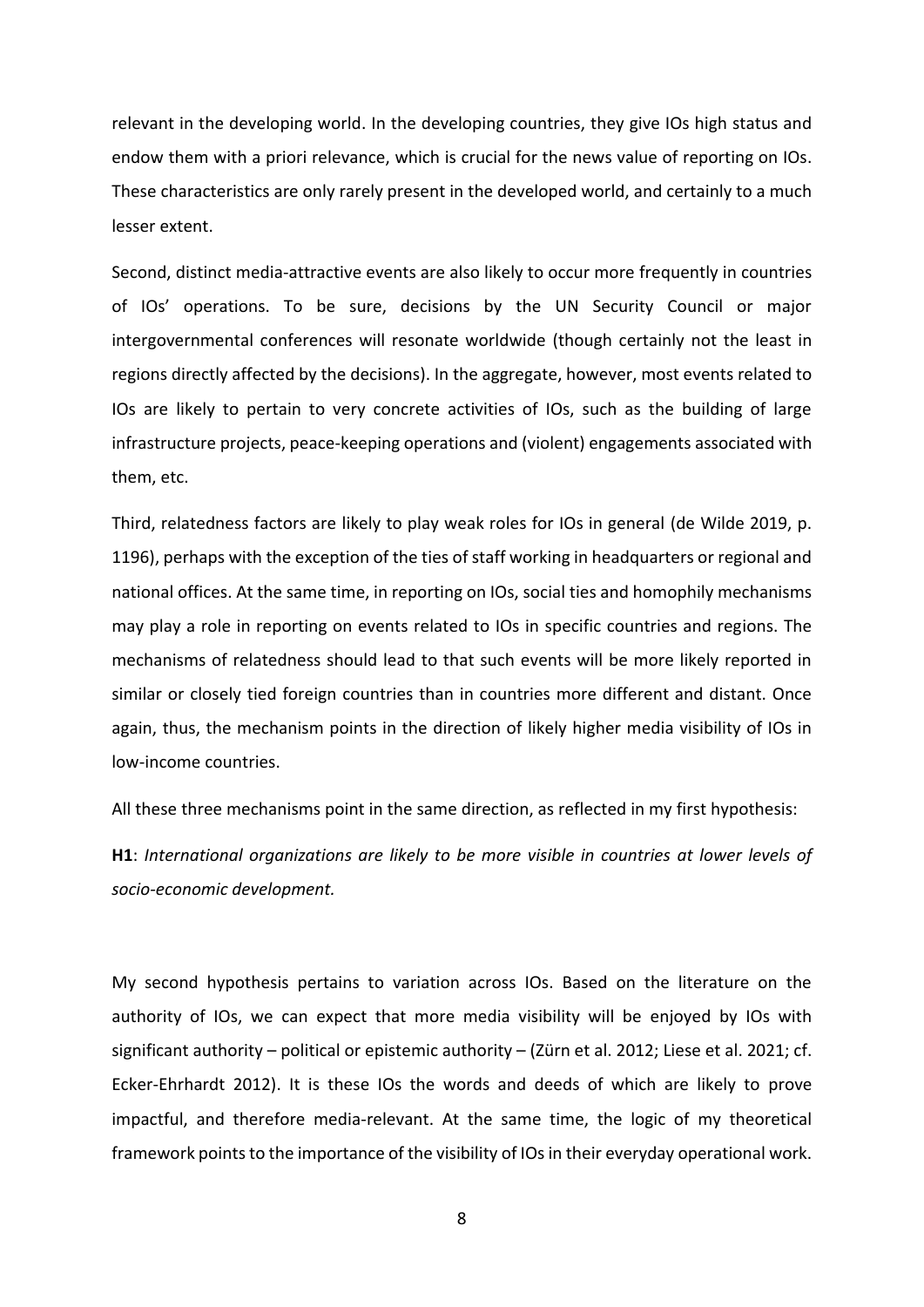relevant in the developing world. In the developing countries, they give IOs high status and endow them with a priori relevance, which is crucial for the news value of reporting on IOs. These characteristics are only rarely present in the developed world, and certainly to a much lesser extent.

Second, distinct media-attractive events are also likely to occur more frequently in countries of IOs' operations. To be sure, decisions by the UN Security Council or major intergovernmental conferences will resonate worldwide (though certainly not the least in regions directly affected by the decisions). In the aggregate, however, most events related to IOs are likely to pertain to very concrete activities of IOs, such as the building of large infrastructure projects, peace-keeping operations and (violent) engagements associated with them, etc.

Third, relatedness factors are likely to play weak roles for IOs in general (de Wilde 2019, p. 1196), perhaps with the exception of the ties of staff working in headquarters or regional and national offices. At the same time, in reporting on IOs, social ties and homophily mechanisms may play a role in reporting on events related to IOs in specific countries and regions. The mechanisms of relatedness should lead to that such events will be more likely reported in similar or closely tied foreign countries than in countries more different and distant. Once again, thus, the mechanism points in the direction of likely higher media visibility of IOs in low-income countries.

All these three mechanisms point in the same direction, as reflected in my first hypothesis:

**H1**: *International organizations are likely to be more visible in countries at lower levels of socio-economic development.*

My second hypothesis pertains to variation across IOs. Based on the literature on the authority of IOs, we can expect that more media visibility will be enjoyed by IOs with significant authority – political or epistemic authority – (Zürn et al. 2012; Liese et al. 2021; cf. Ecker-Ehrhardt 2012). It is these IOs the words and deeds of which are likely to prove impactful, and therefore media-relevant. At the same time, the logic of my theoretical framework points to the importance of the visibility of IOs in their everyday operational work.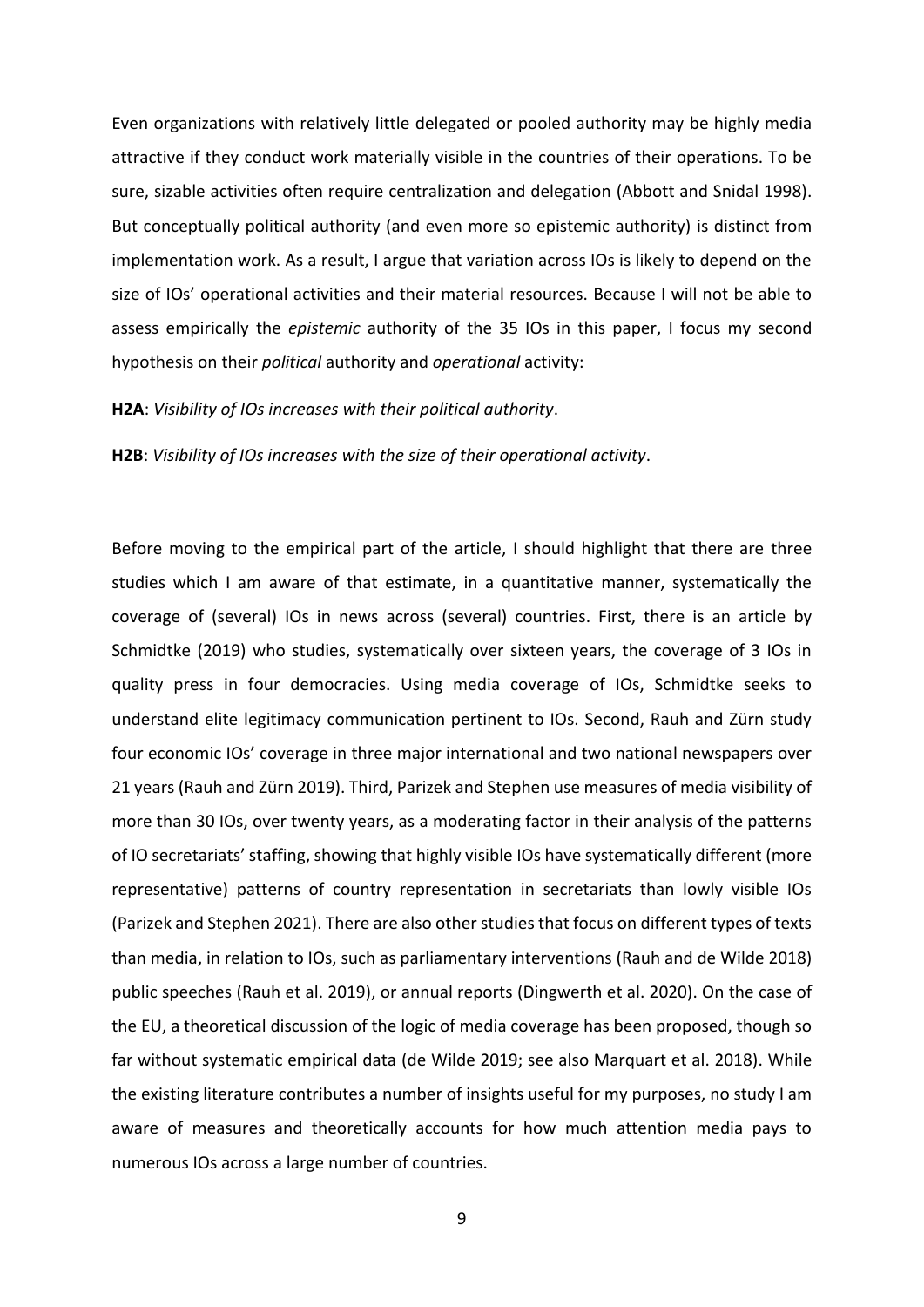Even organizations with relatively little delegated or pooled authority may be highly media attractive if they conduct work materially visible in the countries of their operations. To be sure, sizable activities often require centralization and delegation (Abbott and Snidal 1998). But conceptually political authority (and even more so epistemic authority) is distinct from implementation work. As a result, I argue that variation across IOs is likely to depend on the size of IOs' operational activities and their material resources. Because I will not be able to assess empirically the *epistemic* authority of the 35 IOs in this paper, I focus my second hypothesis on their *political* authority and *operational* activity:

**H2A**: *Visibility of IOs increases with their political authority*.

**H2B**: *Visibility of IOs increases with the size of their operational activity*.

Before moving to the empirical part of the article, I should highlight that there are three studies which I am aware of that estimate, in a quantitative manner, systematically the coverage of (several) IOs in news across (several) countries. First, there is an article by Schmidtke (2019) who studies, systematically over sixteen years, the coverage of 3 IOs in quality press in four democracies. Using media coverage of IOs, Schmidtke seeks to understand elite legitimacy communication pertinent to IOs. Second, Rauh and Zürn study four economic IOs' coverage in three major international and two national newspapers over 21 years (Rauh and Zürn 2019). Third, Parizek and Stephen use measures of media visibility of more than 30 IOs, over twenty years, as a moderating factor in their analysis of the patterns of IO secretariats' staffing, showing that highly visible IOs have systematically different (more representative) patterns of country representation in secretariats than lowly visible IOs (Parizek and Stephen 2021). There are also other studies that focus on different types of texts than media, in relation to IOs, such as parliamentary interventions (Rauh and de Wilde 2018) public speeches (Rauh et al. 2019), or annual reports (Dingwerth et al. 2020). On the case of the EU, a theoretical discussion of the logic of media coverage has been proposed, though so far without systematic empirical data (de Wilde 2019; see also Marquart et al. 2018). While the existing literature contributes a number of insights useful for my purposes, no study I am aware of measures and theoretically accounts for how much attention media pays to numerous IOs across a large number of countries.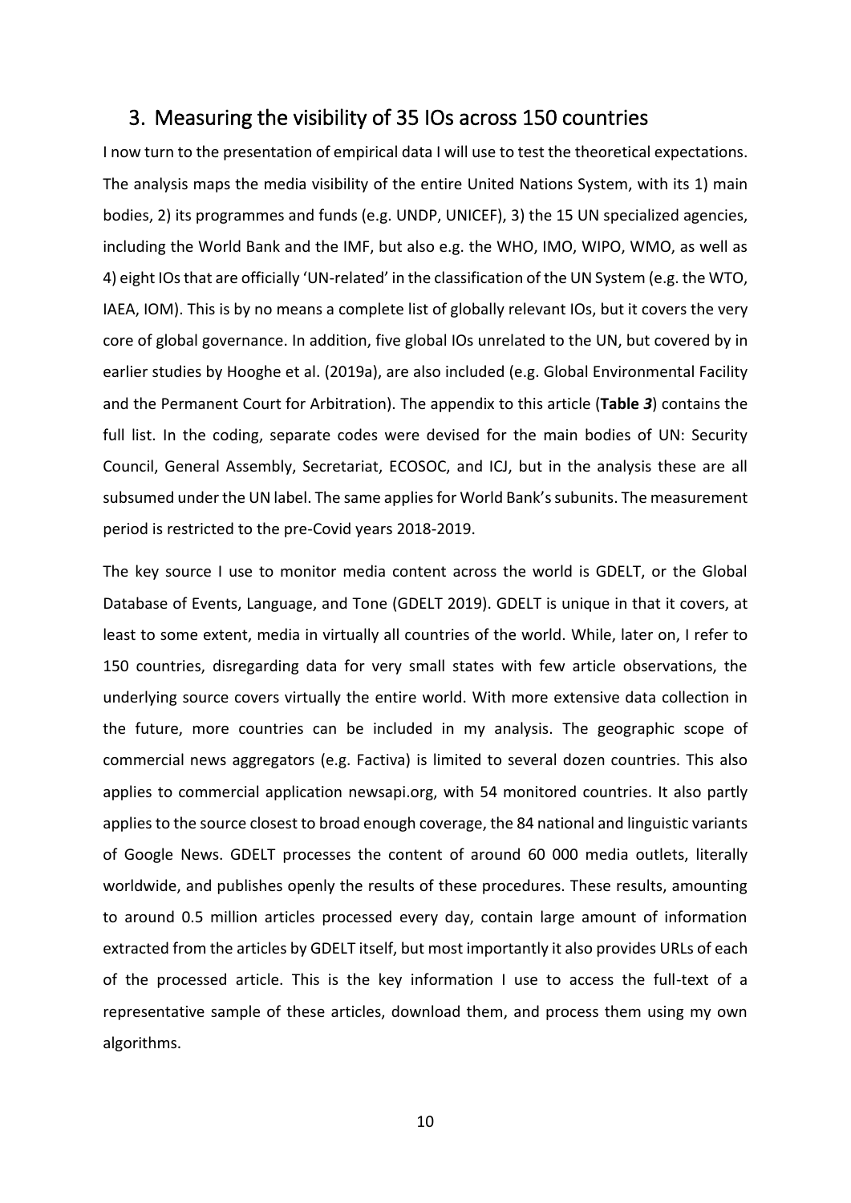## 3. Measuring the visibility of 35 IOs across 150 countries

I now turn to the presentation of empirical data I will use to test the theoretical expectations. The analysis maps the media visibility of the entire United Nations System, with its 1) main bodies, 2) its programmes and funds (e.g. UNDP, UNICEF), 3) the 15 UN specialized agencies, including the World Bank and the IMF, but also e.g. the WHO, IMO, WIPO, WMO, as well as 4) eight IOs that are officially 'UN-related' in the classification of the UN System (e.g. the WTO, IAEA, IOM). This is by no means a complete list of globally relevant IOs, but it covers the very core of global governance. In addition, five global IOs unrelated to the UN, but covered by in earlier studies by Hooghe et al. (2019a), are also included (e.g. Global Environmental Facility and the Permanent Court for Arbitration). The appendix to this article (**Table *3***) contains the full list. In the coding, separate codes were devised for the main bodies of UN: Security Council, General Assembly, Secretariat, ECOSOC, and ICJ, but in the analysis these are all subsumed under the UN label. The same applies for World Bank's subunits. The measurement period is restricted to the pre-Covid years 2018-2019.

The key source I use to monitor media content across the world is GDELT, or the Global Database of Events, Language, and Tone (GDELT 2019). GDELT is unique in that it covers, at least to some extent, media in virtually all countries of the world. While, later on, I refer to 150 countries, disregarding data for very small states with few article observations, the underlying source covers virtually the entire world. With more extensive data collection in the future, more countries can be included in my analysis. The geographic scope of commercial news aggregators (e.g. Factiva) is limited to several dozen countries. This also applies to commercial application newsapi.org, with 54 monitored countries. It also partly applies to the source closest to broad enough coverage, the 84 national and linguistic variants of Google News. GDELT processes the content of around 60 000 media outlets, literally worldwide, and publishes openly the results of these procedures. These results, amounting to around 0.5 million articles processed every day, contain large amount of information extracted from the articles by GDELT itself, but most importantly it also provides URLs of each of the processed article. This is the key information I use to access the full-text of a representative sample of these articles, download them, and process them using my own algorithms.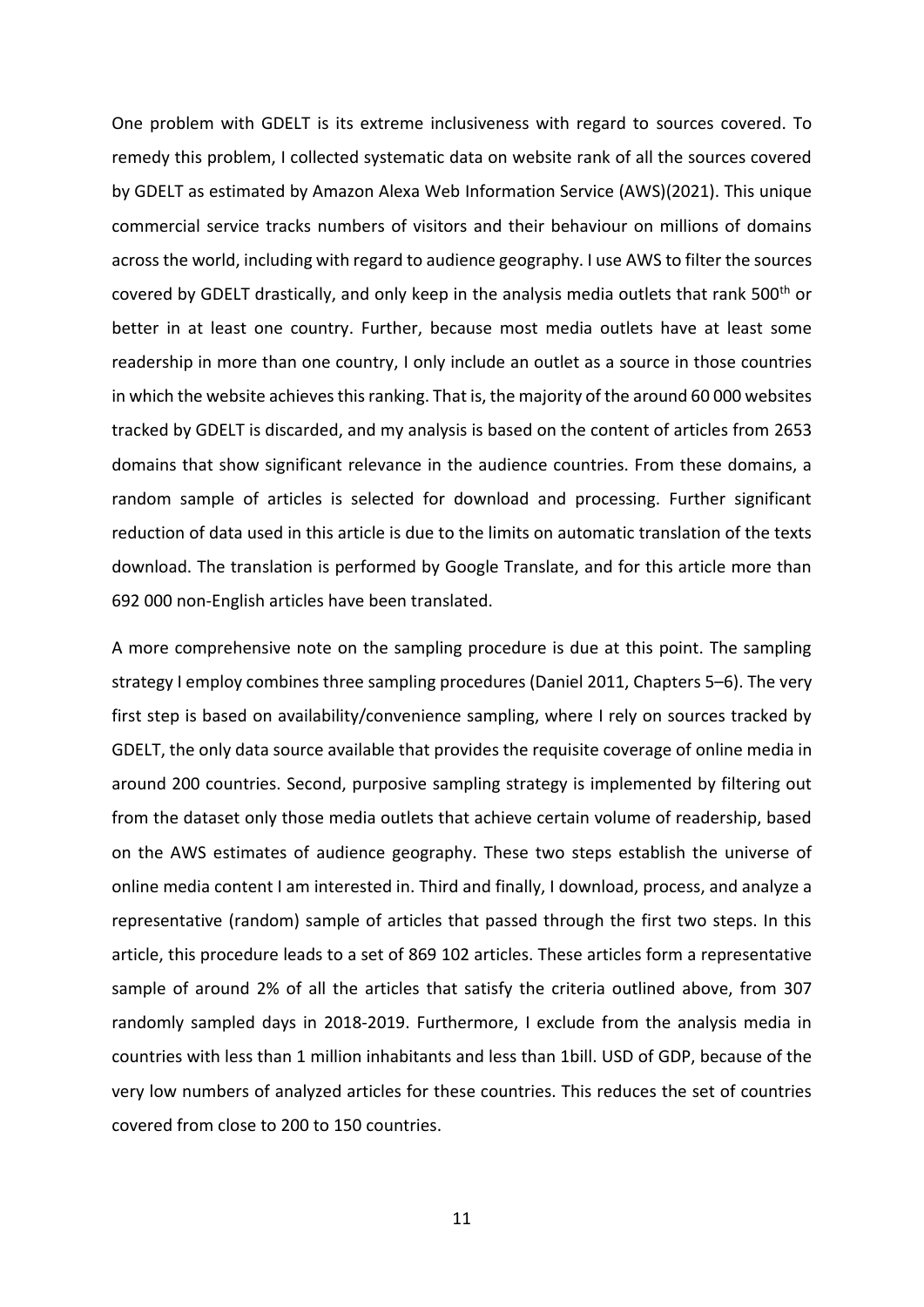One problem with GDELT is its extreme inclusiveness with regard to sources covered. To remedy this problem, I collected systematic data on website rank of all the sources covered by GDELT as estimated by Amazon Alexa Web Information Service (AWS)(2021). This unique commercial service tracks numbers of visitors and their behaviour on millions of domains across the world, including with regard to audience geography. I use AWS to filter the sources covered by GDELT drastically, and only keep in the analysis media outlets that rank 500th or better in at least one country. Further, because most media outlets have at least some readership in more than one country, I only include an outlet as a source in those countries in which the website achieves this ranking. That is, the majority of the around 60 000 websites tracked by GDELT is discarded, and my analysis is based on the content of articles from 2653 domains that show significant relevance in the audience countries. From these domains, a random sample of articles is selected for download and processing. Further significant reduction of data used in this article is due to the limits on automatic translation of the texts download. The translation is performed by Google Translate, and for this article more than 692 000 non-English articles have been translated.

A more comprehensive note on the sampling procedure is due at this point. The sampling strategy I employ combines three sampling procedures (Daniel 2011, Chapters 5–6). The very first step is based on availability/convenience sampling, where I rely on sources tracked by GDELT, the only data source available that provides the requisite coverage of online media in around 200 countries. Second, purposive sampling strategy is implemented by filtering out from the dataset only those media outlets that achieve certain volume of readership, based on the AWS estimates of audience geography. These two steps establish the universe of online media content I am interested in. Third and finally, I download, process, and analyze a representative (random) sample of articles that passed through the first two steps. In this article, this procedure leads to a set of 869 102 articles. These articles form a representative sample of around 2% of all the articles that satisfy the criteria outlined above, from 307 randomly sampled days in 2018-2019. Furthermore, I exclude from the analysis media in countries with less than 1 million inhabitants and less than 1bill. USD of GDP, because of the very low numbers of analyzed articles for these countries. This reduces the set of countries covered from close to 200 to 150 countries.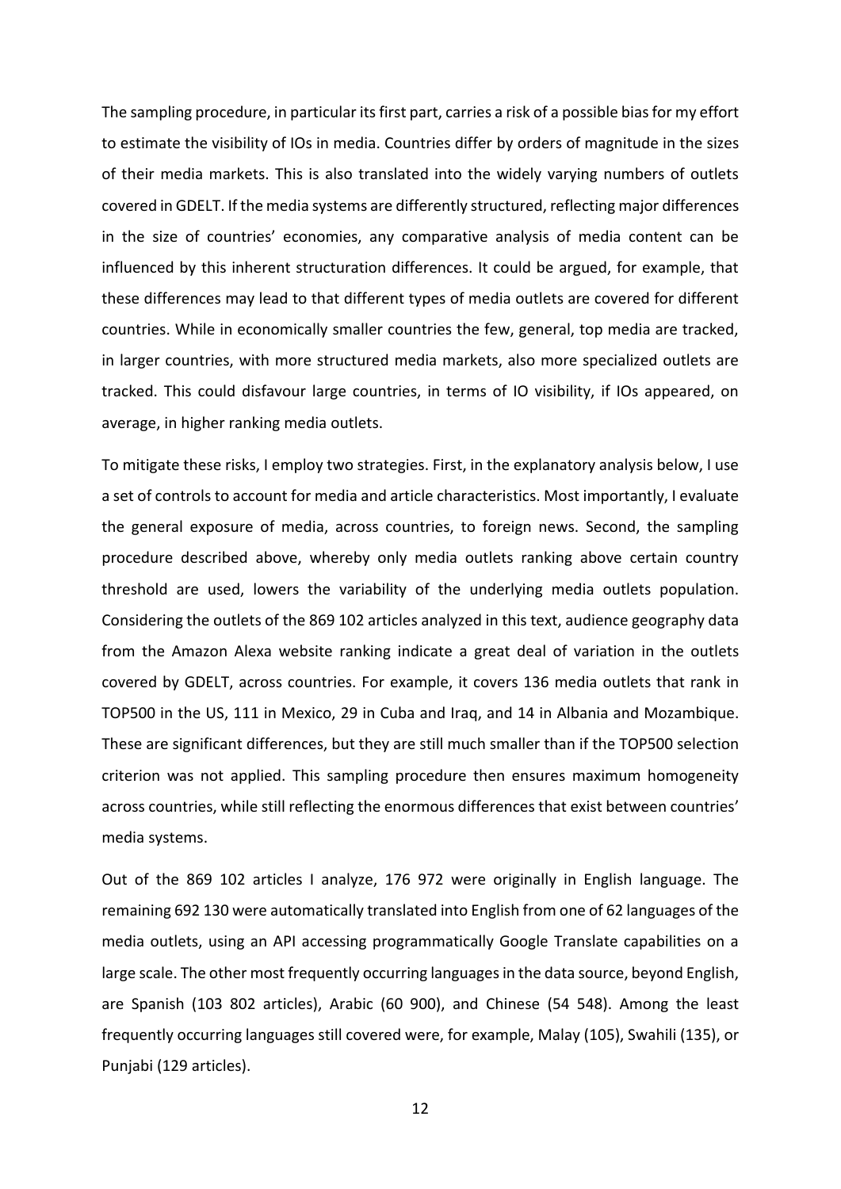The sampling procedure, in particular its first part, carries a risk of a possible bias for my effort to estimate the visibility of IOs in media. Countries differ by orders of magnitude in the sizes of their media markets. This is also translated into the widely varying numbers of outlets covered in GDELT. If the media systems are differently structured, reflecting major differences in the size of countries' economies, any comparative analysis of media content can be influenced by this inherent structuration differences. It could be argued, for example, that these differences may lead to that different types of media outlets are covered for different countries. While in economically smaller countries the few, general, top media are tracked, in larger countries, with more structured media markets, also more specialized outlets are tracked. This could disfavour large countries, in terms of IO visibility, if IOs appeared, on average, in higher ranking media outlets.

To mitigate these risks, I employ two strategies. First, in the explanatory analysis below, I use a set of controls to account for media and article characteristics. Most importantly, I evaluate the general exposure of media, across countries, to foreign news. Second, the sampling procedure described above, whereby only media outlets ranking above certain country threshold are used, lowers the variability of the underlying media outlets population. Considering the outlets of the 869 102 articles analyzed in this text, audience geography data from the Amazon Alexa website ranking indicate a great deal of variation in the outlets covered by GDELT, across countries. For example, it covers 136 media outlets that rank in TOP500 in the US, 111 in Mexico, 29 in Cuba and Iraq, and 14 in Albania and Mozambique. These are significant differences, but they are still much smaller than if the TOP500 selection criterion was not applied. This sampling procedure then ensures maximum homogeneity across countries, while still reflecting the enormous differences that exist between countries' media systems.

Out of the 869 102 articles I analyze, 176 972 were originally in English language. The remaining 692 130 were automatically translated into English from one of 62 languages of the media outlets, using an API accessing programmatically Google Translate capabilities on a large scale. The other most frequently occurring languages in the data source, beyond English, are Spanish (103 802 articles), Arabic (60 900), and Chinese (54 548). Among the least frequently occurring languages still covered were, for example, Malay (105), Swahili (135), or Punjabi (129 articles).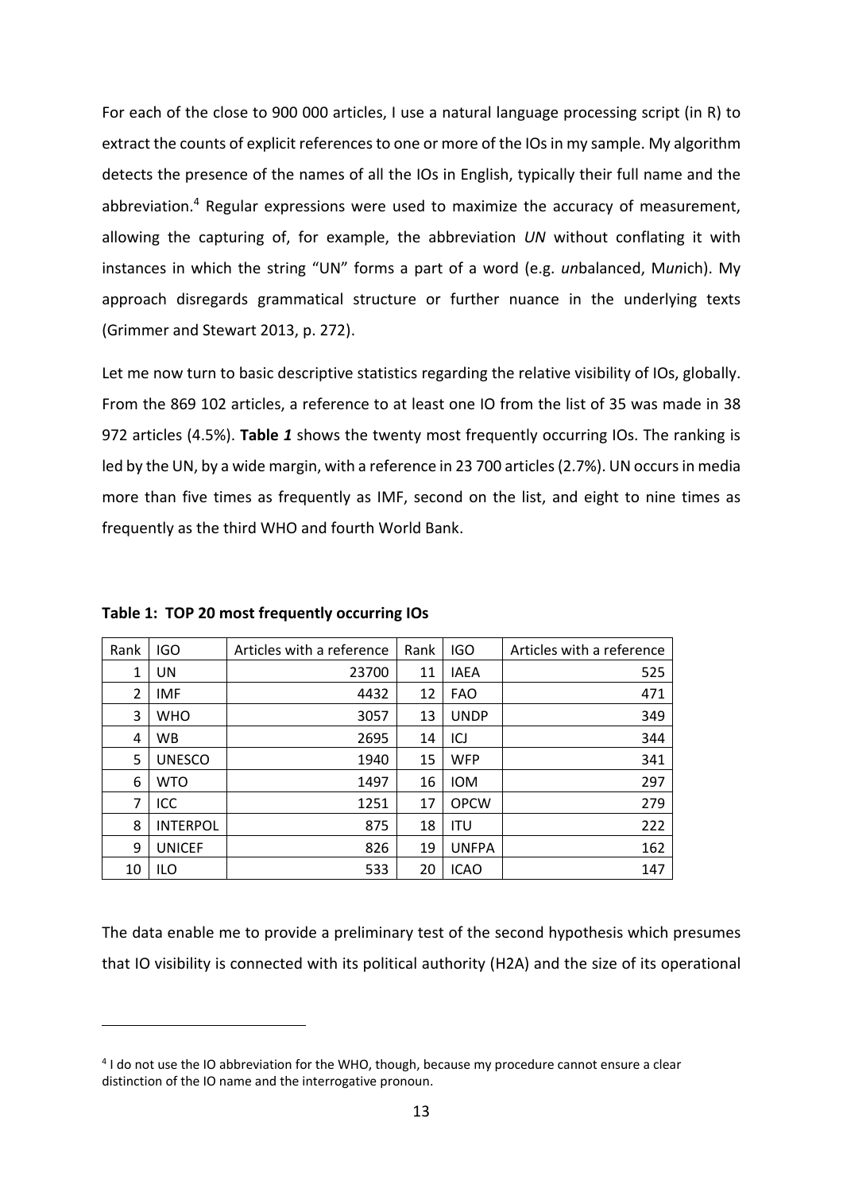For each of the close to 900 000 articles, I use a natural language processing script (in R) to extract the counts of explicit references to one or more of the IOs in my sample. My algorithm detects the presence of the names of all the IOs in English, typically their full name and the abbreviation.[4] Regular expressions were used to maximize the accuracy of measurement, allowing the capturing of, for example, the abbreviation *UN* without conflating it with instances in which the string "UN" forms a part of a word (e.g. *un*balanced, M*un*ich). My approach disregards grammatical structure or further nuance in the underlying texts (Grimmer and Stewart 2013, p. 272).

Let me now turn to basic descriptive statistics regarding the relative visibility of IOs, globally. From the 869 102 articles, a reference to at least one IO from the list of 35 was made in 38 972 articles (4.5%). **Table *1*** shows the twenty most frequently occurring IOs. The ranking is led by the UN, by a wide margin, with a reference in 23 700 articles (2.7%). UN occurs in media more than five times as frequently as IMF, second on the list, and eight to nine times as frequently as the third WHO and fourth World Bank.

**Table 1: TOP 20 most frequently occurring IOs**

| Rank | IGO | Articles with a reference | Rank | IGO | Articles with a reference |
|---|---|---|---|---|---|
| 1 | UN | 23700 | 11 | IAEA | 525 |
| 2 | IMF | 4432 | 12 | FAO | 471 |
| 3 | WHO | 3057 | 13 | UNDP | 349 |
| 4 | WB | 2695 | 14 | ICJ | 344 |
| 5 | UNESCO | 1940 | 15 | WFP | 341 |
| 6 | WTO | 1497 | 16 | IOM | 297 |
| 7 | ICC | 1251 | 17 | OPCW | 279 |
| 8 | INTERPOL | 875 | 18 | ITU | 222 |
| 9 | UNICEF | 826 | 19 | UNFPA | 162 |
| 10 | ILO | 533 | 20 | ICAO | 147 |

The data enable me to provide a preliminary test of the second hypothesis which presumes that IO visibility is connected with its political authority (H2A) and the size of its operational

[4] I do not use the IO abbreviation for the WHO, though, because my procedure cannot ensure a clear distinction of the IO name and the interrogative pronoun.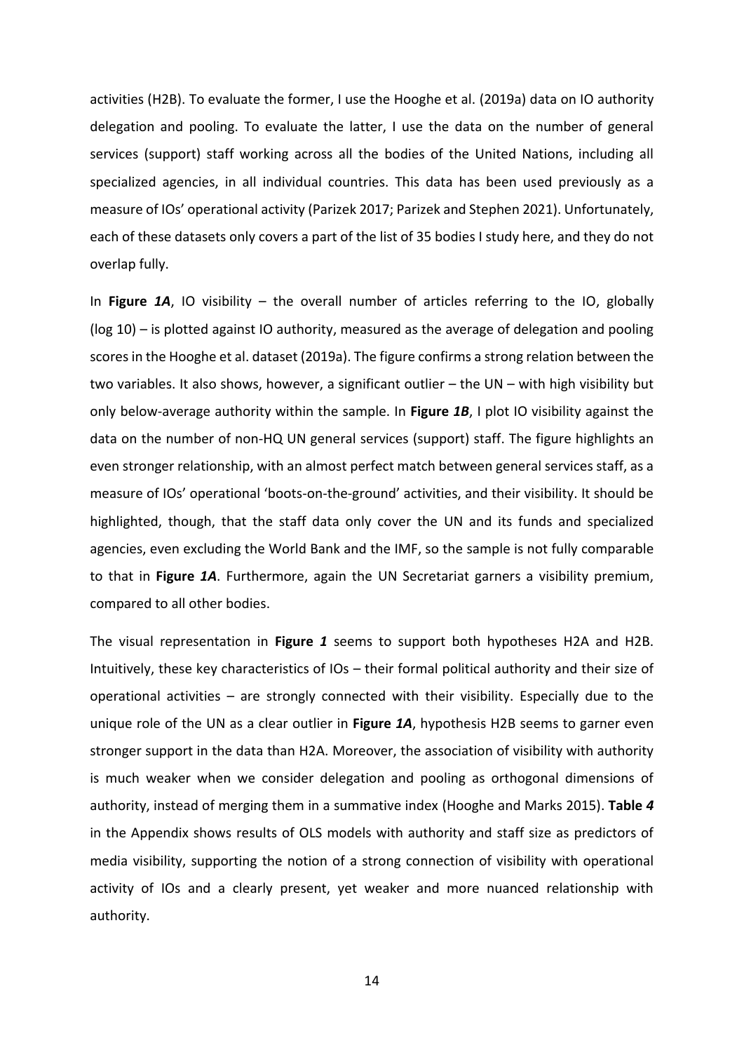activities (H2B). To evaluate the former, I use the Hooghe et al. (2019a) data on IO authority delegation and pooling. To evaluate the latter, I use the data on the number of general services (support) staff working across all the bodies of the United Nations, including all specialized agencies, in all individual countries. This data has been used previously as a measure of IOs' operational activity (Parizek 2017; Parizek and Stephen 2021). Unfortunately, each of these datasets only covers a part of the list of 35 bodies I study here, and they do not overlap fully.

In **Figure *1A***, IO visibility – the overall number of articles referring to the IO, globally (log 10) – is plotted against IO authority, measured as the average of delegation and pooling scores in the Hooghe et al. dataset (2019a). The figure confirms a strong relation between the two variables. It also shows, however, a significant outlier – the UN – with high visibility but only below-average authority within the sample. In **Figure *1B***, I plot IO visibility against the data on the number of non-HQ UN general services (support) staff. The figure highlights an even stronger relationship, with an almost perfect match between general services staff, as a measure of IOs' operational 'boots-on-the-ground' activities, and their visibility. It should be highlighted, though, that the staff data only cover the UN and its funds and specialized agencies, even excluding the World Bank and the IMF, so the sample is not fully comparable to that in **Figure *1A***. Furthermore, again the UN Secretariat garners a visibility premium, compared to all other bodies.

The visual representation in **Figure *1*** seems to support both hypotheses H2A and H2B. Intuitively, these key characteristics of IOs – their formal political authority and their size of operational activities – are strongly connected with their visibility. Especially due to the unique role of the UN as a clear outlier in **Figure *1A***, hypothesis H2B seems to garner even stronger support in the data than H2A. Moreover, the association of visibility with authority is much weaker when we consider delegation and pooling as orthogonal dimensions of authority, instead of merging them in a summative index (Hooghe and Marks 2015). **Table *4*** in the Appendix shows results of OLS models with authority and staff size as predictors of media visibility, supporting the notion of a strong connection of visibility with operational activity of IOs and a clearly present, yet weaker and more nuanced relationship with authority.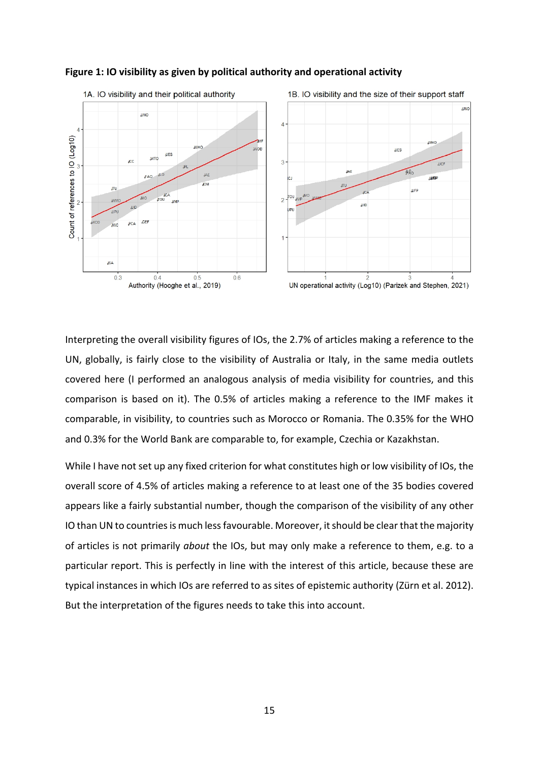**Figure 1: IO visibility as given by political authority and operational activity**

Interpreting the overall visibility figures of IOs, the 2.7% of articles making a reference to the UN, globally, is fairly close to the visibility of Australia or Italy, in the same media outlets covered here (I performed an analogous analysis of media visibility for countries, and this comparison is based on it). The 0.5% of articles making a reference to the IMF makes it comparable, in visibility, to countries such as Morocco or Romania. The 0.35% for the WHO and 0.3% for the World Bank are comparable to, for example, Czechia or Kazakhstan.

While I have not set up any fixed criterion for what constitutes high or low visibility of IOs, the overall score of 4.5% of articles making a reference to at least one of the 35 bodies covered appears like a fairly substantial number, though the comparison of the visibility of any other IO than UN to countries is much less favourable. Moreover, it should be clear that the majority of articles is not primarily *about* the IOs, but may only make a reference to them, e.g. to a particular report. This is perfectly in line with the interest of this article, because these are typical instances in which IOs are referred to as sites of epistemic authority (Zürn et al. 2012). But the interpretation of the figures needs to take this into account.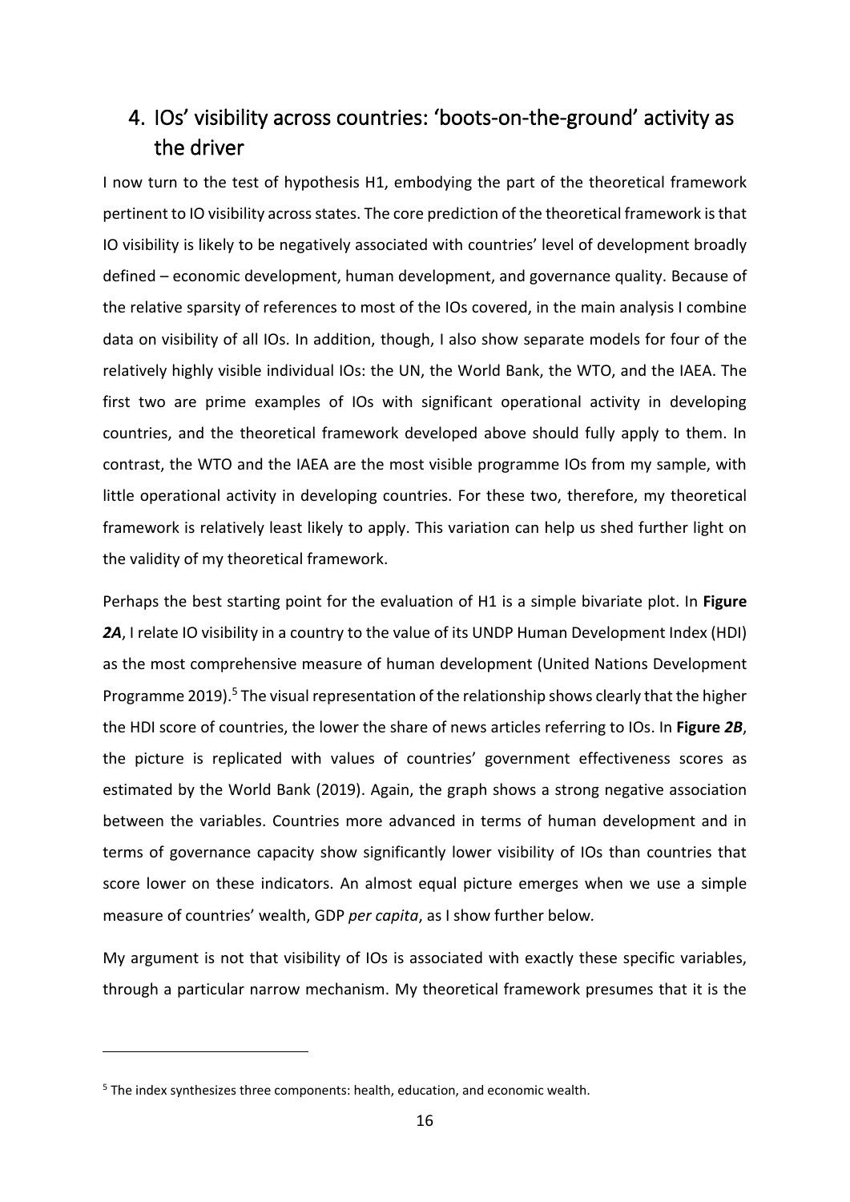## 4. IOs' visibility across countries: 'boots-on-the-ground' activity as the driver

I now turn to the test of hypothesis H1, embodying the part of the theoretical framework pertinent to IO visibility across states. The core prediction of the theoretical framework is that IO visibility is likely to be negatively associated with countries' level of development broadly defined – economic development, human development, and governance quality. Because of the relative sparsity of references to most of the IOs covered, in the main analysis I combine data on visibility of all IOs. In addition, though, I also show separate models for four of the relatively highly visible individual IOs: the UN, the World Bank, the WTO, and the IAEA. The first two are prime examples of IOs with significant operational activity in developing countries, and the theoretical framework developed above should fully apply to them. In contrast, the WTO and the IAEA are the most visible programme IOs from my sample, with little operational activity in developing countries. For these two, therefore, my theoretical framework is relatively least likely to apply. This variation can help us shed further light on the validity of my theoretical framework.

Perhaps the best starting point for the evaluation of H1 is a simple bivariate plot. In **Figure *2A***, I relate IO visibility in a country to the value of its UNDP Human Development Index (HDI) as the most comprehensive measure of human development (United Nations Development Programme 2019).[5] The visual representation of the relationship shows clearly that the higher the HDI score of countries, the lower the share of news articles referring to IOs. In **Figure *2B***, the picture is replicated with values of countries' government effectiveness scores as estimated by the World Bank (2019). Again, the graph shows a strong negative association between the variables. Countries more advanced in terms of human development and in terms of governance capacity show significantly lower visibility of IOs than countries that score lower on these indicators. An almost equal picture emerges when we use a simple measure of countries' wealth, GDP *per capita*, as I show further below.

My argument is not that visibility of IOs is associated with exactly these specific variables, through a particular narrow mechanism. My theoretical framework presumes that it is the

[5] The index synthesizes three components: health, education, and economic wealth.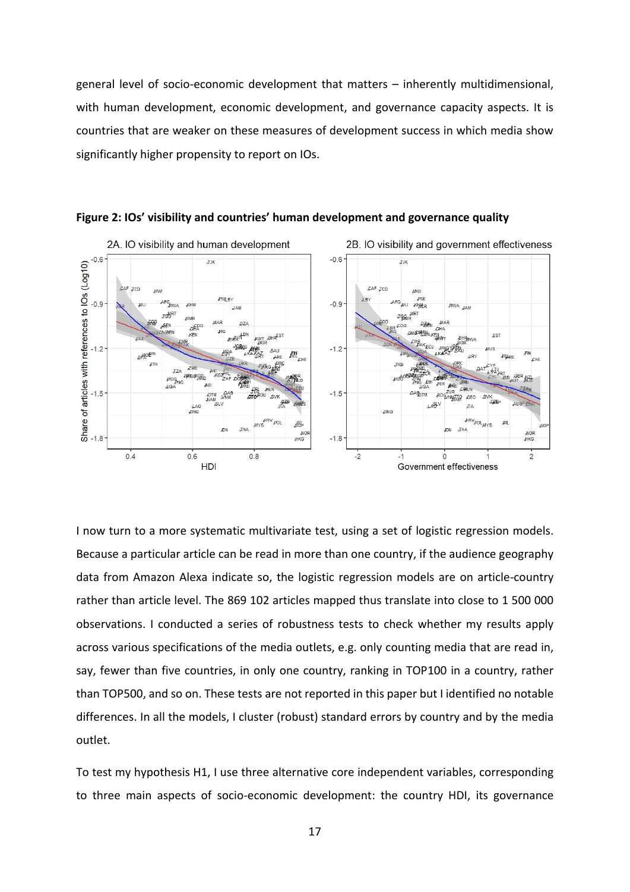general level of socio-economic development that matters – inherently multidimensional, with human development, economic development, and governance capacity aspects. It is countries that are weaker on these measures of development success in which media show significantly higher propensity to report on IOs.

**Figure 2: IOs' visibility and countries' human development and governance quality**

I now turn to a more systematic multivariate test, using a set of logistic regression models. Because a particular article can be read in more than one country, if the audience geography data from Amazon Alexa indicate so, the logistic regression models are on article-country rather than article level. The 869 102 articles mapped thus translate into close to 1 500 000 observations. I conducted a series of robustness tests to check whether my results apply across various specifications of the media outlets, e.g. only counting media that are read in, say, fewer than five countries, in only one country, ranking in TOP100 in a country, rather than TOP500, and so on. These tests are not reported in this paper but I identified no notable differences. In all the models, I cluster (robust) standard errors by country and by the media outlet.

To test my hypothesis H1, I use three alternative core independent variables, corresponding to three main aspects of socio-economic development: the country HDI, its governance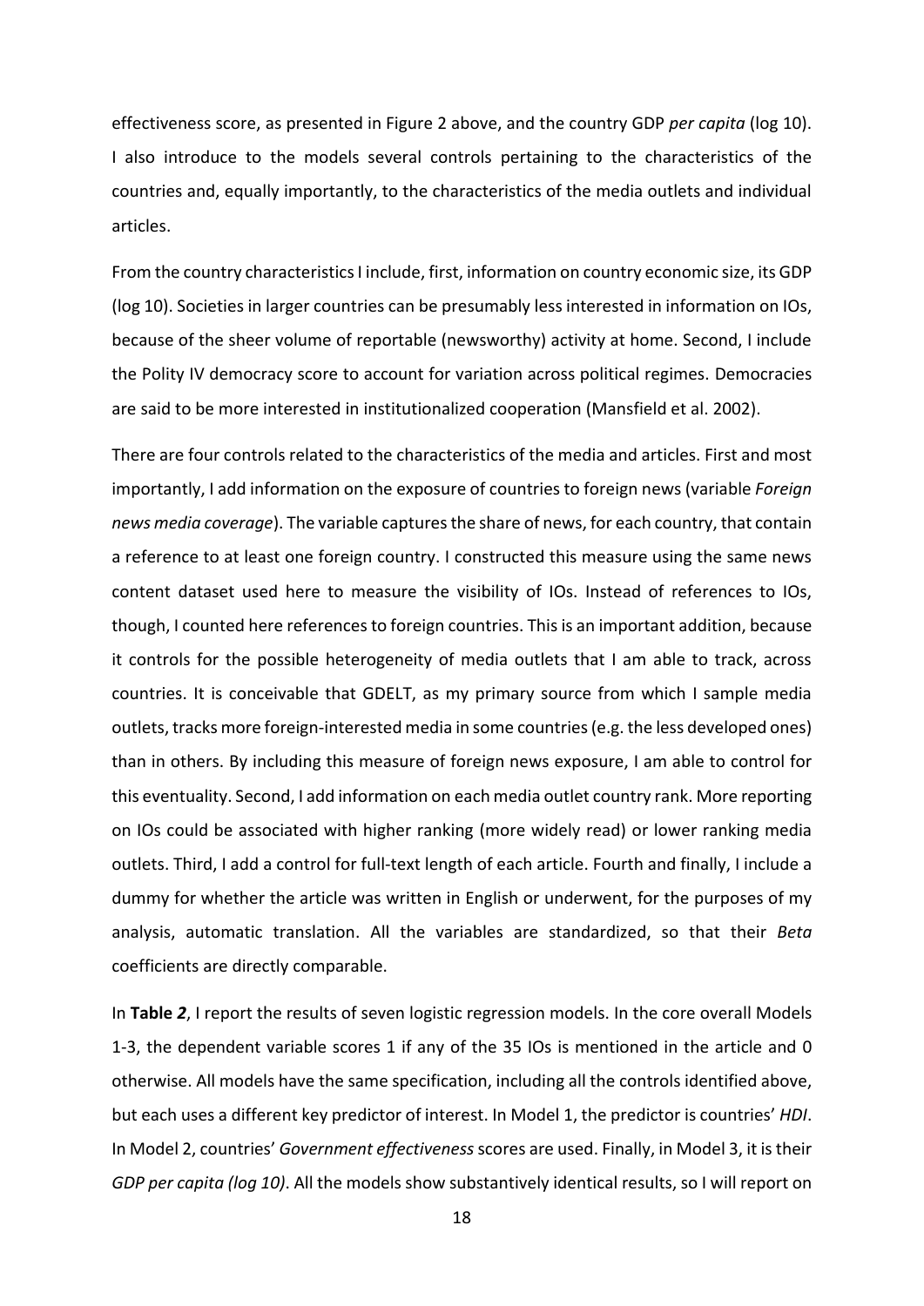effectiveness score, as presented in Figure 2 above, and the country GDP *per capita* (log 10). I also introduce to the models several controls pertaining to the characteristics of the countries and, equally importantly, to the characteristics of the media outlets and individual articles.

From the country characteristics I include, first, information on country economic size, its GDP (log 10). Societies in larger countries can be presumably less interested in information on IOs, because of the sheer volume of reportable (newsworthy) activity at home. Second, I include the Polity IV democracy score to account for variation across political regimes. Democracies are said to be more interested in institutionalized cooperation (Mansfield et al. 2002).

There are four controls related to the characteristics of the media and articles. First and most importantly, I add information on the exposure of countries to foreign news (variable *Foreign news media coverage*). The variable captures the share of news, for each country, that contain a reference to at least one foreign country. I constructed this measure using the same news content dataset used here to measure the visibility of IOs. Instead of references to IOs, though, I counted here references to foreign countries. This is an important addition, because it controls for the possible heterogeneity of media outlets that I am able to track, across countries. It is conceivable that GDELT, as my primary source from which I sample media outlets, tracks more foreign-interested media in some countries (e.g. the less developed ones) than in others. By including this measure of foreign news exposure, I am able to control for this eventuality. Second, I add information on each media outlet country rank. More reporting on IOs could be associated with higher ranking (more widely read) or lower ranking media outlets. Third, I add a control for full-text length of each article. Fourth and finally, I include a dummy for whether the article was written in English or underwent, for the purposes of my analysis, automatic translation. All the variables are standardized, so that their *Beta* coefficients are directly comparable.

In **Table *2***, I report the results of seven logistic regression models. In the core overall Models 1-3, the dependent variable scores 1 if any of the 35 IOs is mentioned in the article and 0 otherwise. All models have the same specification, including all the controls identified above, but each uses a different key predictor of interest. In Model 1, the predictor is countries' *HDI*. In Model 2, countries' *Government effectiveness* scores are used. Finally, in Model 3, it is their *GDP per capita (log 10)*. All the models show substantively identical results, so I will report on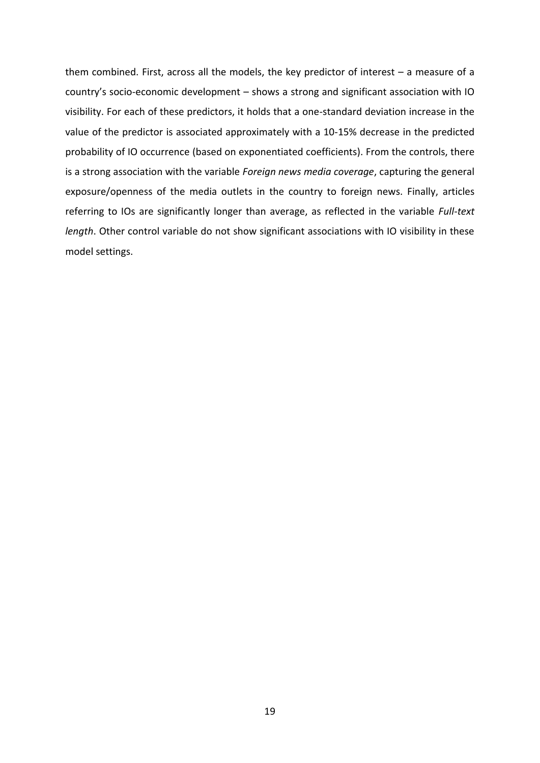them combined. First, across all the models, the key predictor of interest – a measure of a country's socio-economic development – shows a strong and significant association with IO visibility. For each of these predictors, it holds that a one-standard deviation increase in the value of the predictor is associated approximately with a 10-15% decrease in the predicted probability of IO occurrence (based on exponentiated coefficients). From the controls, there is a strong association with the variable *Foreign news media coverage*, capturing the general exposure/openness of the media outlets in the country to foreign news. Finally, articles referring to IOs are significantly longer than average, as reflected in the variable *Full-text length*. Other control variable do not show significant associations with IO visibility in these model settings.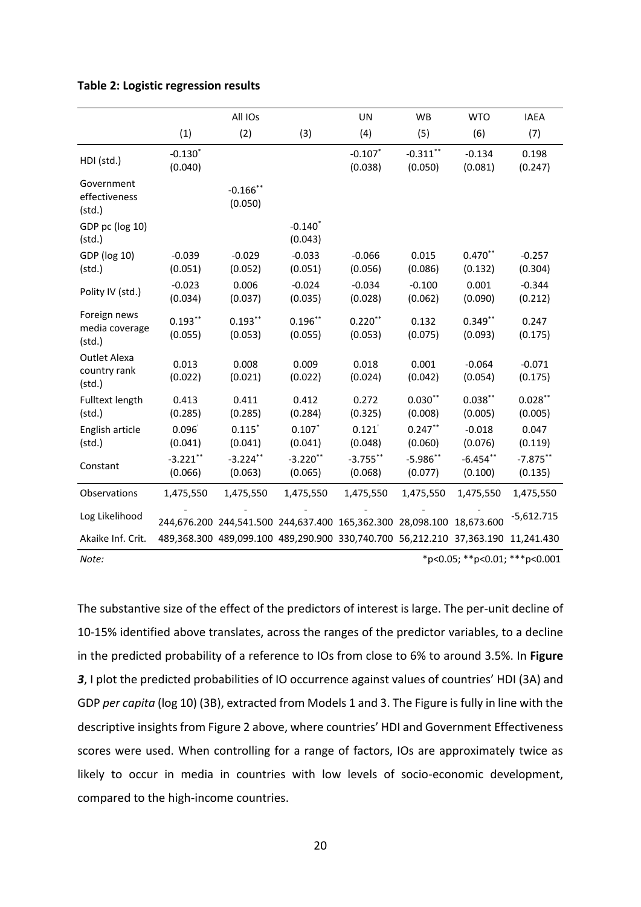**Table 2: Logistic regression results**

| | All IOs | | | UN | WB | WTO | IAEA |
|---|---|---|---|---|---|---|---|
| | (1) | (2) | (3) | (4) | (5) | (6) | (7) |
| HDI (std.) | -0.130* (0.040) | | | -0.107* (0.038) | -0.311** (0.050) | -0.134 (0.081) | 0.198 (0.247) |
| Government effectiveness (std.) | | -0.166** (0.050) | | | | | |
| GDP pc (log 10) (std.) | | | -0.140* (0.043) | | | | |
| GDP (log 10) (std.) | -0.039 (0.051) | -0.029 (0.052) | -0.033 (0.051) | -0.066 (0.056) | 0.015 (0.086) | 0.470** (0.132) | -0.257 (0.304) |
| Polity IV (std.) | -0.023 (0.034) | 0.006 (0.037) | -0.024 (0.035) | -0.034 (0.028) | -0.100 (0.062) | 0.001 (0.090) | -0.344 (0.212) |
| Foreign news media coverage (std.) | 0.193** (0.055) | 0.193** (0.053) | 0.196** (0.055) | 0.220** (0.053) | 0.132 (0.075) | 0.349** (0.093) | 0.247 (0.175) |
| Outlet Alexa country rank (std.) | 0.013 (0.022) | 0.008 (0.021) | 0.009 (0.022) | 0.018 (0.024) | 0.001 (0.042) | -0.064 (0.054) | -0.071 (0.175) |
| Fulltext length (std.) | 0.413 (0.285) | 0.411 (0.285) | 0.412 (0.284) | 0.272 (0.325) | 0.030** (0.008) | 0.038** (0.005) | 0.028** (0.005) |
| English article (std.) | 0.096' (0.041) | 0.115* (0.041) | 0.107* (0.041) | 0.121' (0.048) | 0.247** (0.060) | -0.018 (0.076) | 0.047 (0.119) |
| Constant | -3.221** (0.066) | -3.224** (0.063) | -3.220** (0.065) | -3.755** (0.068) | -5.986** (0.077) | -6.454** (0.100) | -7.875** (0.135) |
| Observations | 1,475,550 | 1,475,550 | 1,475,550 | 1,475,550 | 1,475,550 | 1,475,550 | 1,475,550 |
| Log Likelihood | -244,676.200 | -244,541.500 | -244,637.400 | -165,362.300 | -28,098.100 | -18,673.600 | -5,612.715 |
| Akaike Inf. Crit. | 489,368.300 | 489,099.100 | 489,290.900 | 330,740.700 | 56,212.210 | 37,363.190 | 11,241.430 |
| *Note:* | | | | | *p<0.05; **p<0.01; ***p<0.001 | | |

The substantive size of the effect of the predictors of interest is large. The per-unit decline of 10-15% identified above translates, across the ranges of the predictor variables, to a decline in the predicted probability of a reference to IOs from close to 6% to around 3.5%. In **Figure *3***, I plot the predicted probabilities of IO occurrence against values of countries' HDI (3A) and GDP *per capita* (log 10) (3B), extracted from Models 1 and 3. The Figure is fully in line with the descriptive insights from Figure 2 above, where countries' HDI and Government Effectiveness scores were used. When controlling for a range of factors, IOs are approximately twice as likely to occur in media in countries with low levels of socio-economic development, compared to the high-income countries.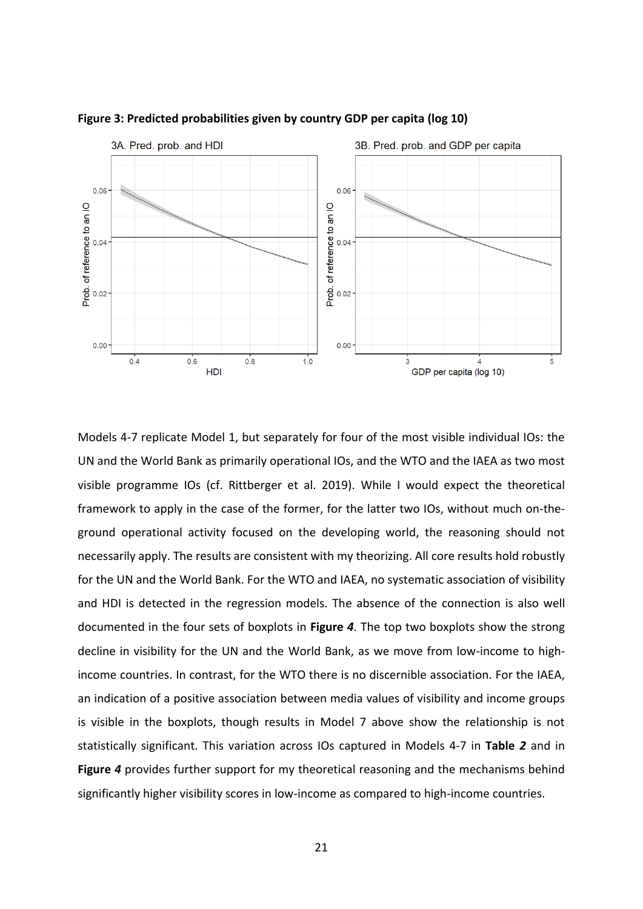**Figure 3: Predicted probabilities given by country GDP per capita (log 10)**

Models 4-7 replicate Model 1, but separately for four of the most visible individual IOs: the UN and the World Bank as primarily operational IOs, and the WTO and the IAEA as two most visible programme IOs (cf. Rittberger et al. 2019). While I would expect the theoretical framework to apply in the case of the former, for the latter two IOs, without much on-the-ground operational activity focused on the developing world, the reasoning should not necessarily apply. The results are consistent with my theorizing. All core results hold robustly for the UN and the World Bank. For the WTO and IAEA, no systematic association of visibility and HDI is detected in the regression models. The absence of the connection is also well documented in the four sets of boxplots in **Figure *4***. The top two boxplots show the strong decline in visibility for the UN and the World Bank, as we move from low-income to high-income countries. In contrast, for the WTO there is no discernible association. For the IAEA, an indication of a positive association between media values of visibility and income groups is visible in the boxplots, though results in Model 7 above show the relationship is not statistically significant. This variation across IOs captured in Models 4-7 in **Table *2*** and in **Figure *4*** provides further support for my theoretical reasoning and the mechanisms behind significantly higher visibility scores in low-income as compared to high-income countries.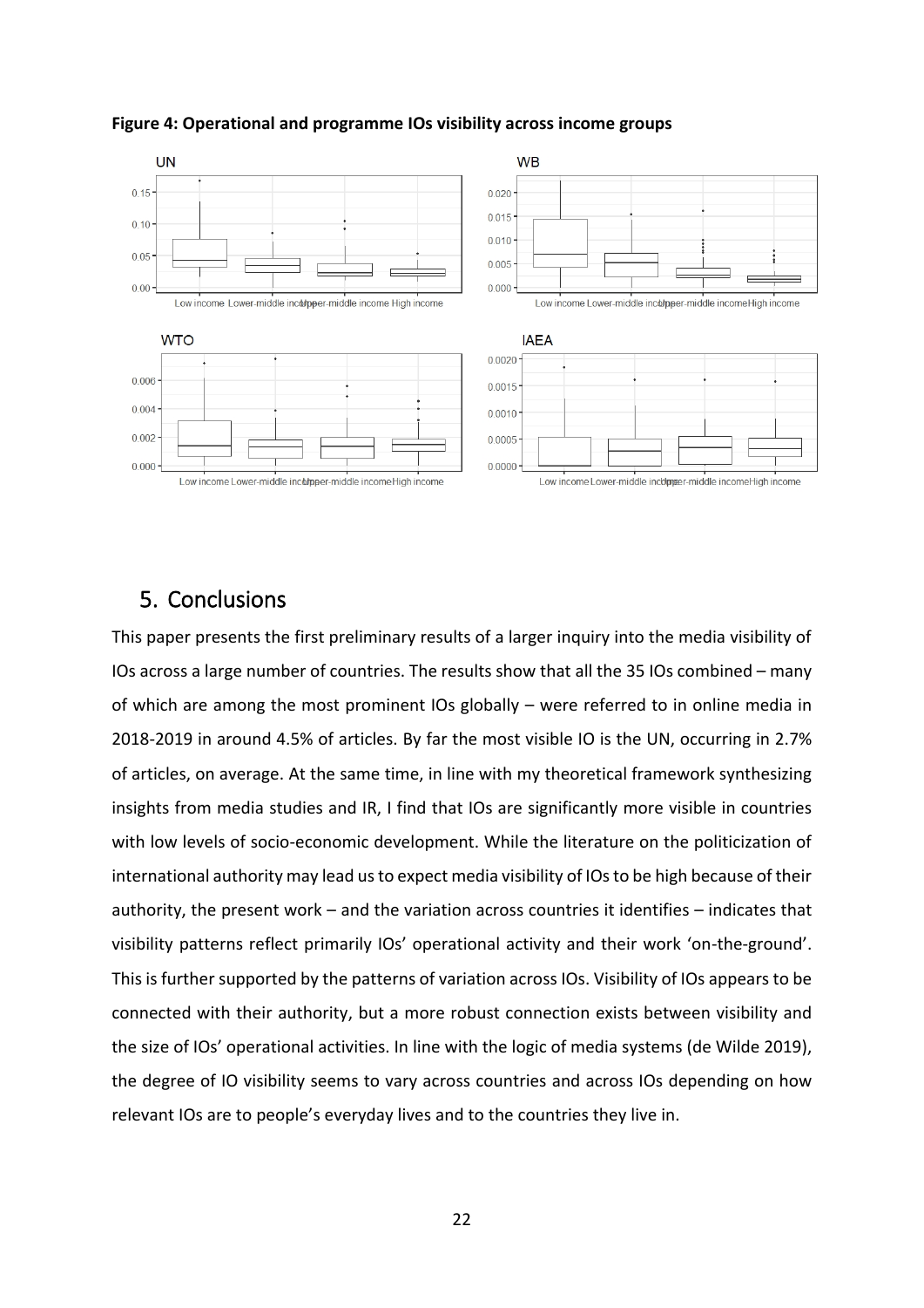**Figure 4: Operational and programme IOs visibility across income groups**

## 5. Conclusions

This paper presents the first preliminary results of a larger inquiry into the media visibility of IOs across a large number of countries. The results show that all the 35 IOs combined – many of which are among the most prominent IOs globally – were referred to in online media in 2018-2019 in around 4.5% of articles. By far the most visible IO is the UN, occurring in 2.7% of articles, on average. At the same time, in line with my theoretical framework synthesizing insights from media studies and IR, I find that IOs are significantly more visible in countries with low levels of socio-economic development. While the literature on the politicization of international authority may lead us to expect media visibility of IOs to be high because of their authority, the present work – and the variation across countries it identifies – indicates that visibility patterns reflect primarily IOs' operational activity and their work 'on-the-ground'. This is further supported by the patterns of variation across IOs. Visibility of IOs appears to be connected with their authority, but a more robust connection exists between visibility and the size of IOs' operational activities. In line with the logic of media systems (de Wilde 2019), the degree of IO visibility seems to vary across countries and across IOs depending on how relevant IOs are to people's everyday lives and to the countries they live in.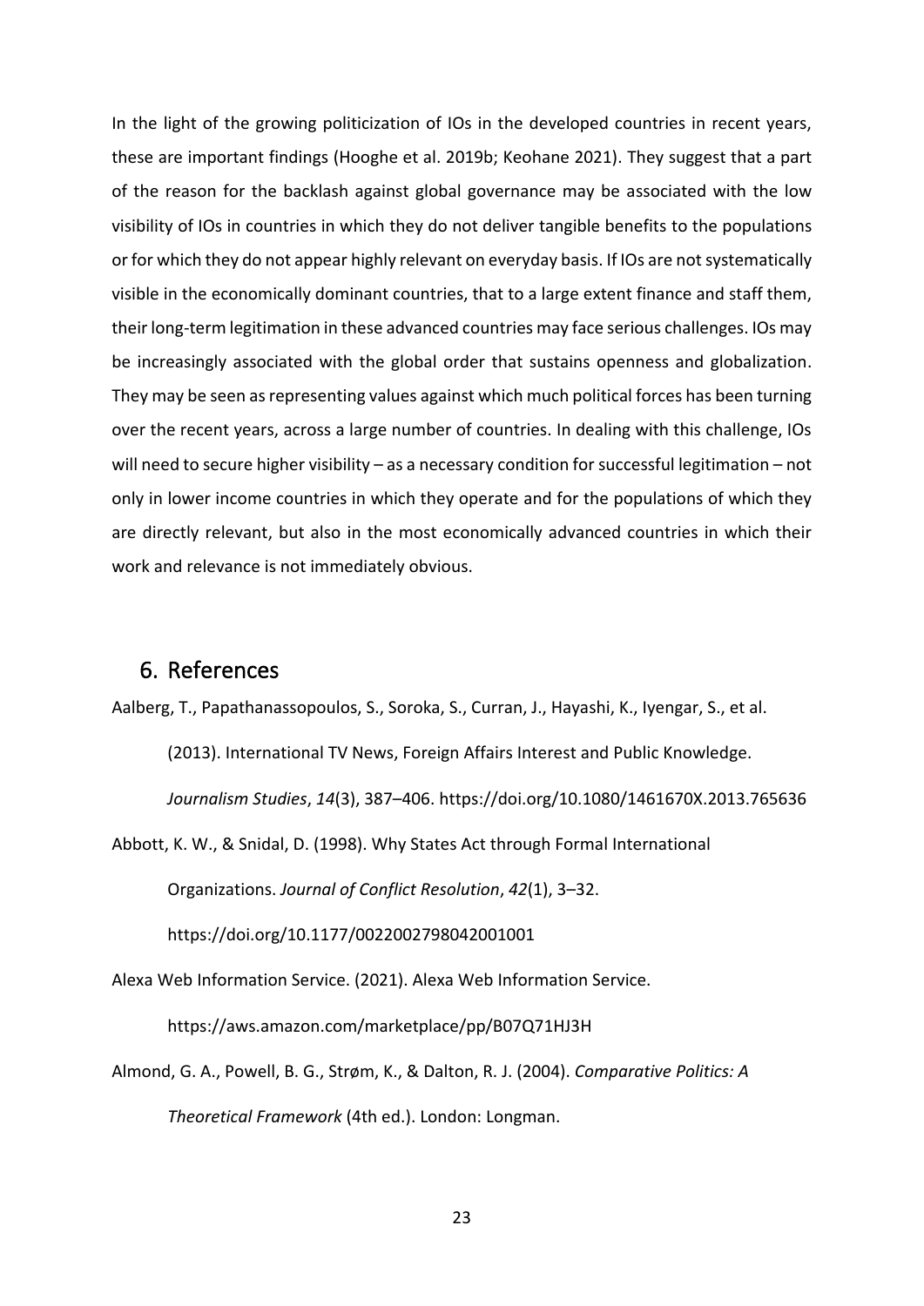In the light of the growing politicization of IOs in the developed countries in recent years, these are important findings (Hooghe et al. 2019b; Keohane 2021). They suggest that a part of the reason for the backlash against global governance may be associated with the low visibility of IOs in countries in which they do not deliver tangible benefits to the populations or for which they do not appear highly relevant on everyday basis. If IOs are not systematically visible in the economically dominant countries, that to a large extent finance and staff them, their long-term legitimation in these advanced countries may face serious challenges. IOs may be increasingly associated with the global order that sustains openness and globalization. They may be seen as representing values against which much political forces has been turning over the recent years, across a large number of countries. In dealing with this challenge, IOs will need to secure higher visibility – as a necessary condition for successful legitimation – not only in lower income countries in which they operate and for the populations of which they are directly relevant, but also in the most economically advanced countries in which their work and relevance is not immediately obvious.

## 6. References

Aalberg, T., Papathanassopoulos, S., Soroka, S., Curran, J., Hayashi, K., Iyengar, S., et al. (2013). International TV News, Foreign Affairs Interest and Public Knowledge. *Journalism Studies*, *14*(3), 387–406. https://doi.org/10.1080/1461670X.2013.765636

Abbott, K. W., & Snidal, D. (1998). Why States Act through Formal International Organizations. *Journal of Conflict Resolution*, *42*(1), 3–32. https://doi.org/10.1177/0022002798042001001

Alexa Web Information Service. (2021). Alexa Web Information Service. https://aws.amazon.com/marketplace/pp/B07Q71HJ3H

Almond, G. A., Powell, B. G., Strøm, K., & Dalton, R. J. (2004). *Comparative Politics: A Theoretical Framework* (4th ed.). London: Longman.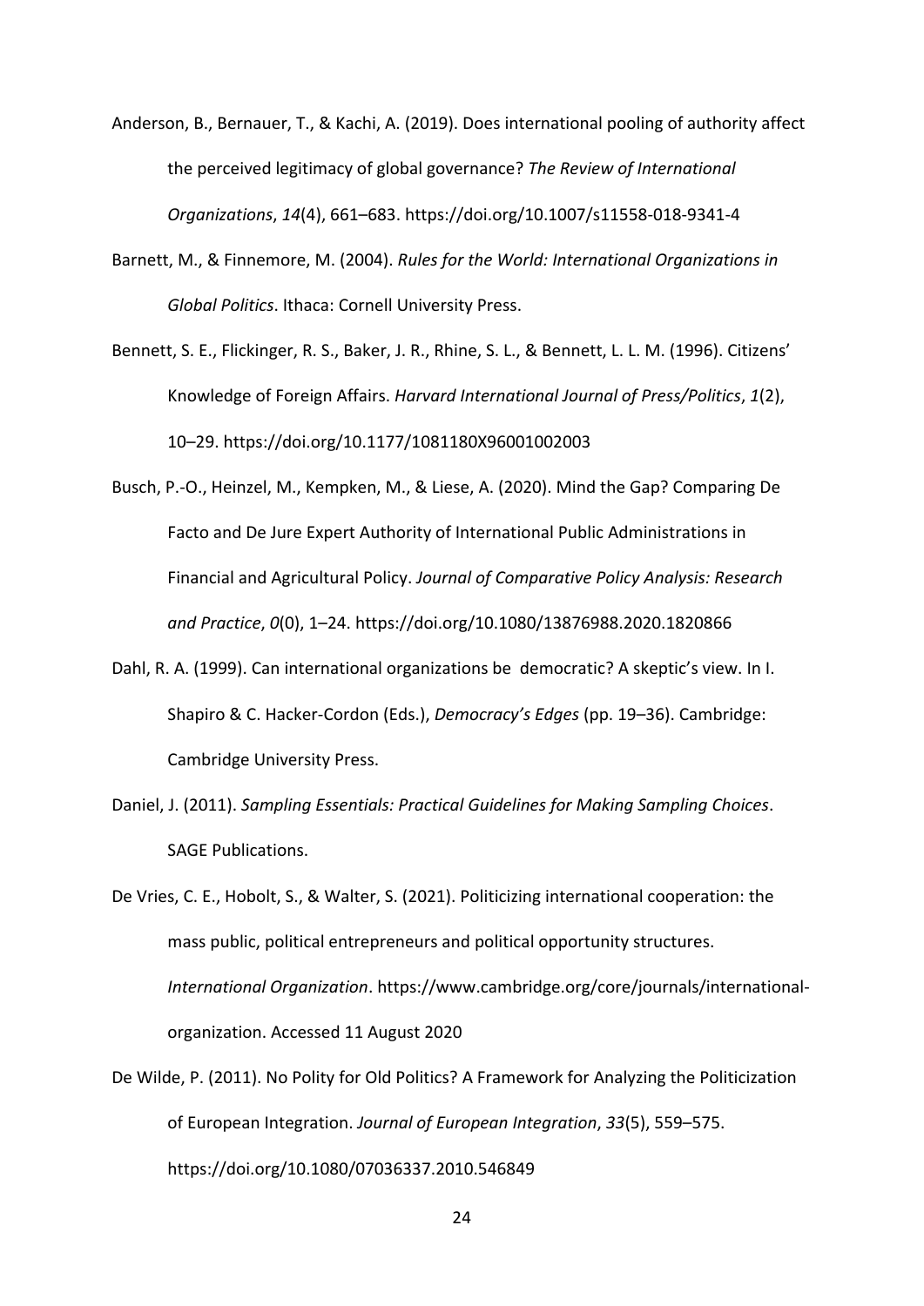Anderson, B., Bernauer, T., & Kachi, A. (2019). Does international pooling of authority affect the perceived legitimacy of global governance? *The Review of International Organizations*, *14*(4), 661–683. https://doi.org/10.1007/s11558-018-9341-4

Barnett, M., & Finnemore, M. (2004). *Rules for the World: International Organizations in Global Politics*. Ithaca: Cornell University Press.

Bennett, S. E., Flickinger, R. S., Baker, J. R., Rhine, S. L., & Bennett, L. L. M. (1996). Citizens' Knowledge of Foreign Affairs. *Harvard International Journal of Press/Politics*, *1*(2), 10–29. https://doi.org/10.1177/1081180X96001002003

Busch, P.-O., Heinzel, M., Kempken, M., & Liese, A. (2020). Mind the Gap? Comparing De Facto and De Jure Expert Authority of International Public Administrations in Financial and Agricultural Policy. *Journal of Comparative Policy Analysis: Research and Practice*, *0*(0), 1–24. https://doi.org/10.1080/13876988.2020.1820866

Dahl, R. A. (1999). Can international organizations be democratic? A skeptic's view. In I. Shapiro & C. Hacker-Cordon (Eds.), *Democracy's Edges* (pp. 19–36). Cambridge: Cambridge University Press.

Daniel, J. (2011). *Sampling Essentials: Practical Guidelines for Making Sampling Choices*. SAGE Publications.

De Vries, C. E., Hobolt, S., & Walter, S. (2021). Politicizing international cooperation: the mass public, political entrepreneurs and political opportunity structures. *International Organization*. https://www.cambridge.org/core/journals/international-organization. Accessed 11 August 2020

De Wilde, P. (2011). No Polity for Old Politics? A Framework for Analyzing the Politicization of European Integration. *Journal of European Integration*, *33*(5), 559–575. https://doi.org/10.1080/07036337.2010.546849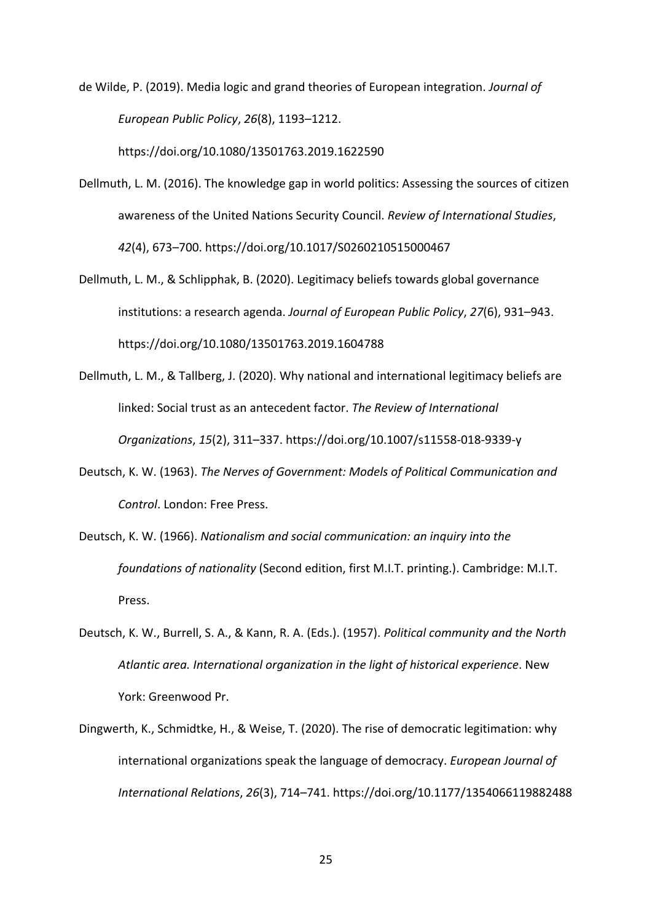de Wilde, P. (2019). Media logic and grand theories of European integration. *Journal of European Public Policy*, *26*(8), 1193–1212. https://doi.org/10.1080/13501763.2019.1622590

Dellmuth, L. M. (2016). The knowledge gap in world politics: Assessing the sources of citizen awareness of the United Nations Security Council. *Review of International Studies*, *42*(4), 673–700. https://doi.org/10.1017/S0260210515000467

Dellmuth, L. M., & Schlipphak, B. (2020). Legitimacy beliefs towards global governance institutions: a research agenda. *Journal of European Public Policy*, *27*(6), 931–943. https://doi.org/10.1080/13501763.2019.1604788

Dellmuth, L. M., & Tallberg, J. (2020). Why national and international legitimacy beliefs are linked: Social trust as an antecedent factor. *The Review of International Organizations*, *15*(2), 311–337. https://doi.org/10.1007/s11558-018-9339-y

Deutsch, K. W. (1963). *The Nerves of Government: Models of Political Communication and Control*. London: Free Press.

Deutsch, K. W. (1966). *Nationalism and social communication: an inquiry into the foundations of nationality* (Second edition, first M.I.T. printing.). Cambridge: M.I.T. Press.

Deutsch, K. W., Burrell, S. A., & Kann, R. A. (Eds.). (1957). *Political community and the North Atlantic area. International organization in the light of historical experience*. New York: Greenwood Pr.

Dingwerth, K., Schmidtke, H., & Weise, T. (2020). The rise of democratic legitimation: why international organizations speak the language of democracy. *European Journal of International Relations*, *26*(3), 714–741. https://doi.org/10.1177/1354066119882488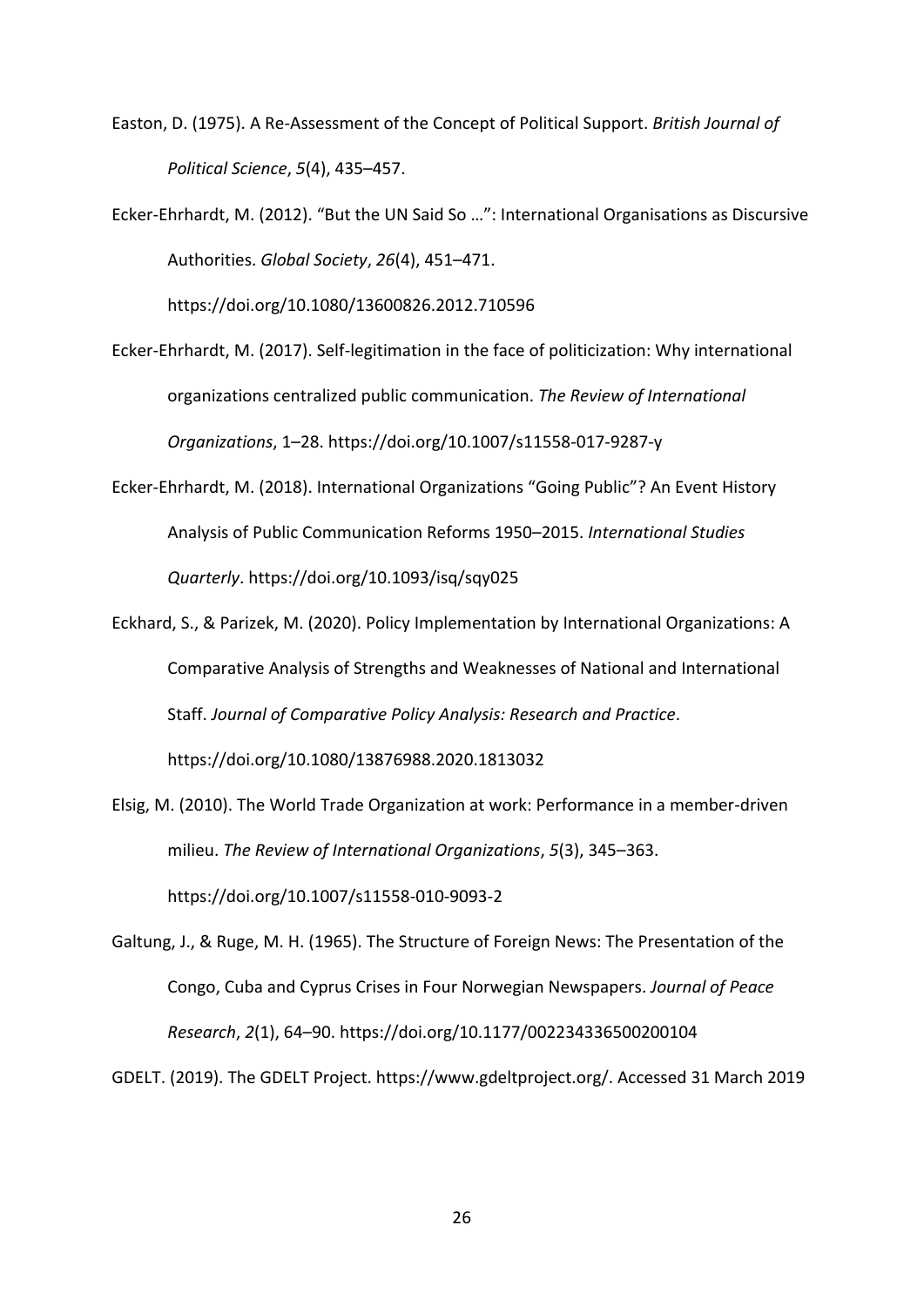Easton, D. (1975). A Re-Assessment of the Concept of Political Support. *British Journal of Political Science*, *5*(4), 435–457.

Ecker-Ehrhardt, M. (2012). "But the UN Said So ...": International Organisations as Discursive Authorities. *Global Society*, *26*(4), 451–471. https://doi.org/10.1080/13600826.2012.710596

Ecker-Ehrhardt, M. (2017). Self-legitimation in the face of politicization: Why international organizations centralized public communication. *The Review of International Organizations*, 1–28. https://doi.org/10.1007/s11558-017-9287-y

Ecker-Ehrhardt, M. (2018). International Organizations "Going Public"? An Event History Analysis of Public Communication Reforms 1950–2015. *International Studies Quarterly*. https://doi.org/10.1093/isq/sqy025

Eckhard, S., & Parizek, M. (2020). Policy Implementation by International Organizations: A Comparative Analysis of Strengths and Weaknesses of National and International Staff. *Journal of Comparative Policy Analysis: Research and Practice*. https://doi.org/10.1080/13876988.2020.1813032

Elsig, M. (2010). The World Trade Organization at work: Performance in a member-driven milieu. *The Review of International Organizations*, *5*(3), 345–363. https://doi.org/10.1007/s11558-010-9093-2

Galtung, J., & Ruge, M. H. (1965). The Structure of Foreign News: The Presentation of the Congo, Cuba and Cyprus Crises in Four Norwegian Newspapers. *Journal of Peace Research*, *2*(1), 64–90. https://doi.org/10.1177/002234336500200104

GDELT. (2019). The GDELT Project. https://www.gdeltproject.org/. Accessed 31 March 2019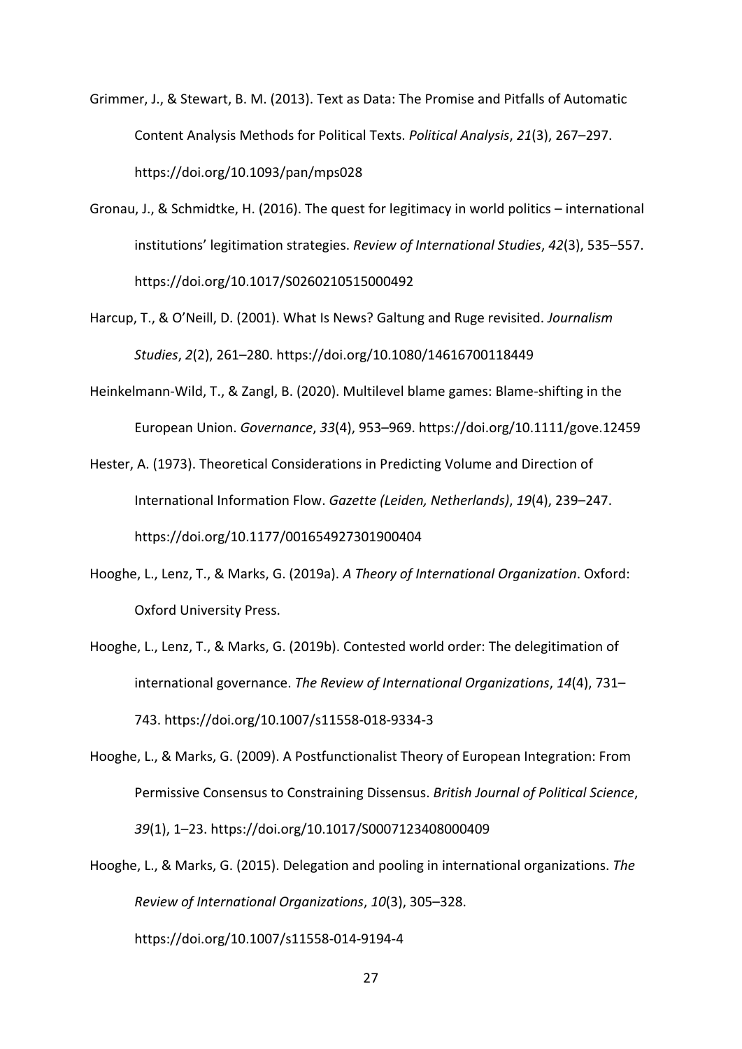Grimmer, J., & Stewart, B. M. (2013). Text as Data: The Promise and Pitfalls of Automatic Content Analysis Methods for Political Texts. *Political Analysis*, *21*(3), 267–297. https://doi.org/10.1093/pan/mps028

Gronau, J., & Schmidtke, H. (2016). The quest for legitimacy in world politics – international institutions' legitimation strategies. *Review of International Studies*, *42*(3), 535–557. https://doi.org/10.1017/S0260210515000492

Harcup, T., & O'Neill, D. (2001). What Is News? Galtung and Ruge revisited. *Journalism Studies*, *2*(2), 261–280. https://doi.org/10.1080/14616700118449

Heinkelmann-Wild, T., & Zangl, B. (2020). Multilevel blame games: Blame-shifting in the European Union. *Governance*, *33*(4), 953–969. https://doi.org/10.1111/gove.12459

Hester, A. (1973). Theoretical Considerations in Predicting Volume and Direction of International Information Flow. *Gazette (Leiden, Netherlands)*, *19*(4), 239–247. https://doi.org/10.1177/001654927301900404

Hooghe, L., Lenz, T., & Marks, G. (2019a). *A Theory of International Organization*. Oxford: Oxford University Press.

Hooghe, L., Lenz, T., & Marks, G. (2019b). Contested world order: The delegitimation of international governance. *The Review of International Organizations*, *14*(4), 731–743. https://doi.org/10.1007/s11558-018-9334-3

Hooghe, L., & Marks, G. (2009). A Postfunctionalist Theory of European Integration: From Permissive Consensus to Constraining Dissensus. *British Journal of Political Science*, *39*(1), 1–23. https://doi.org/10.1017/S0007123408000409

Hooghe, L., & Marks, G. (2015). Delegation and pooling in international organizations. *The Review of International Organizations*, *10*(3), 305–328. https://doi.org/10.1007/s11558-014-9194-4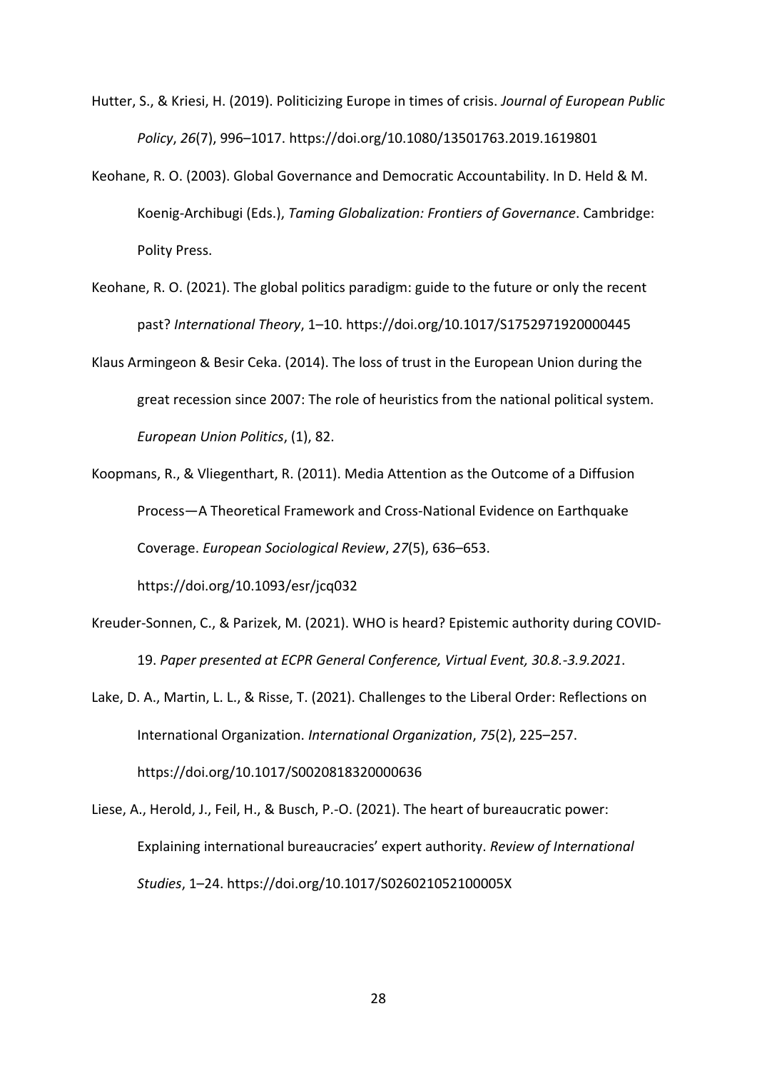Hutter, S., & Kriesi, H. (2019). Politicizing Europe in times of crisis. *Journal of European Public Policy*, *26*(7), 996–1017. https://doi.org/10.1080/13501763.2019.1619801

Keohane, R. O. (2003). Global Governance and Democratic Accountability. In D. Held & M. Koenig-Archibugi (Eds.), *Taming Globalization: Frontiers of Governance*. Cambridge: Polity Press.

Keohane, R. O. (2021). The global politics paradigm: guide to the future or only the recent past? *International Theory*, 1–10. https://doi.org/10.1017/S1752971920000445

Klaus Armingeon & Besir Ceka. (2014). The loss of trust in the European Union during the great recession since 2007: The role of heuristics from the national political system. *European Union Politics*, (1), 82.

Koopmans, R., & Vliegenthart, R. (2011). Media Attention as the Outcome of a Diffusion Process—A Theoretical Framework and Cross-National Evidence on Earthquake Coverage. *European Sociological Review*, *27*(5), 636–653. https://doi.org/10.1093/esr/jcq032

Kreuder-Sonnen, C., & Parizek, M. (2021). WHO is heard? Epistemic authority during COVID-19. *Paper presented at ECPR General Conference, Virtual Event, 30.8.-3.9.2021*.

Lake, D. A., Martin, L. L., & Risse, T. (2021). Challenges to the Liberal Order: Reflections on International Organization. *International Organization*, *75*(2), 225–257. https://doi.org/10.1017/S0020818320000636

Liese, A., Herold, J., Feil, H., & Busch, P.-O. (2021). The heart of bureaucratic power: Explaining international bureaucracies' expert authority. *Review of International Studies*, 1–24. https://doi.org/10.1017/S026021052100005X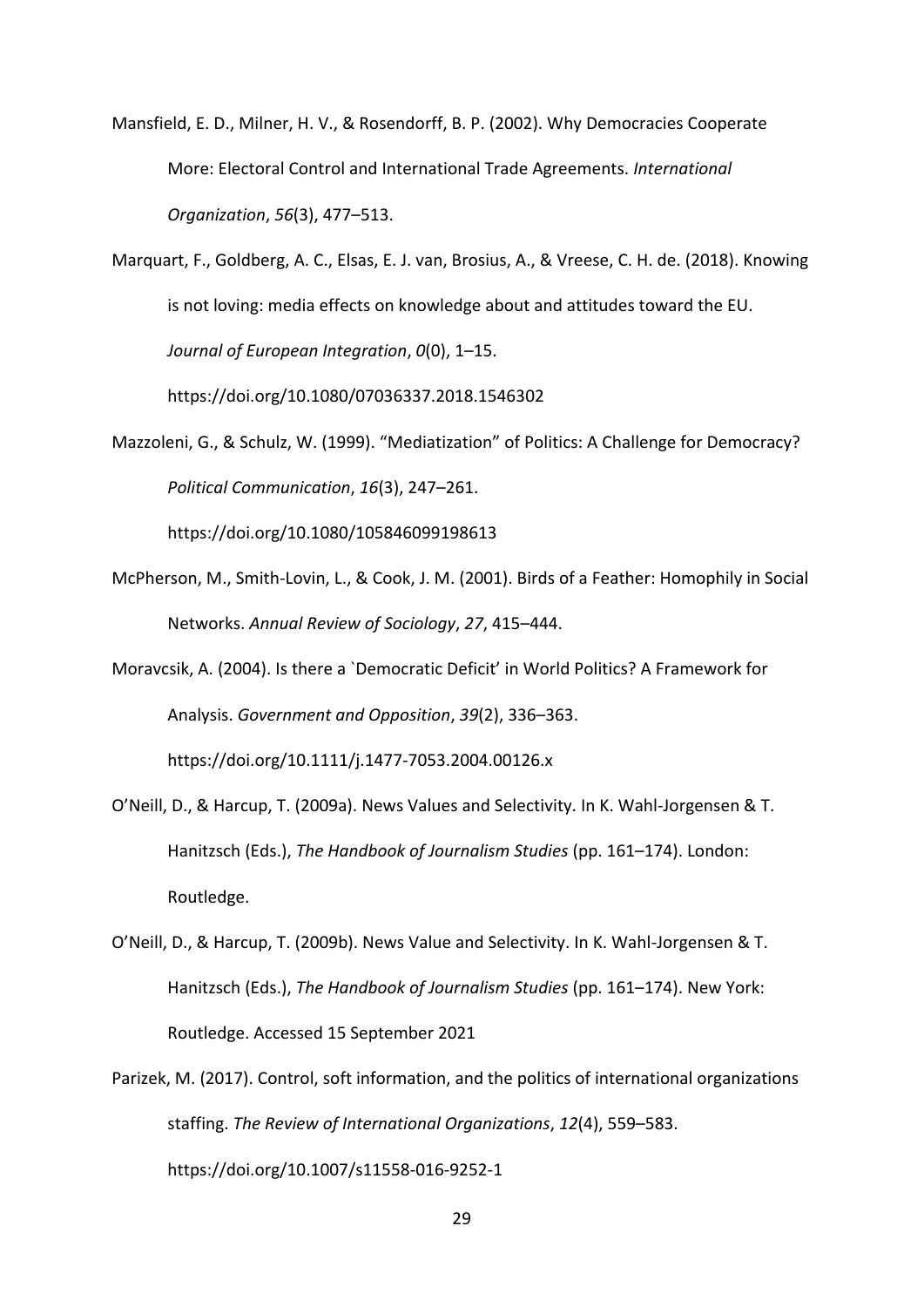Mansfield, E. D., Milner, H. V., & Rosendorff, B. P. (2002). Why Democracies Cooperate More: Electoral Control and International Trade Agreements. *International Organization*, *56*(3), 477–513.

Marquart, F., Goldberg, A. C., Elsas, E. J. van, Brosius, A., & Vreese, C. H. de. (2018). Knowing is not loving: media effects on knowledge about and attitudes toward the EU. *Journal of European Integration*, *0*(0), 1–15. https://doi.org/10.1080/07036337.2018.1546302

Mazzoleni, G., & Schulz, W. (1999). "Mediatization" of Politics: A Challenge for Democracy? *Political Communication*, *16*(3), 247–261. https://doi.org/10.1080/105846099198613

McPherson, M., Smith-Lovin, L., & Cook, J. M. (2001). Birds of a Feather: Homophily in Social Networks. *Annual Review of Sociology*, *27*, 415–444.

Moravcsik, A. (2004). Is there a `Democratic Deficit' in World Politics? A Framework for Analysis. *Government and Opposition*, *39*(2), 336–363. https://doi.org/10.1111/j.1477-7053.2004.00126.x

O'Neill, D., & Harcup, T. (2009a). News Values and Selectivity. In K. Wahl-Jorgensen & T. Hanitzsch (Eds.), *The Handbook of Journalism Studies* (pp. 161–174). London: Routledge.

O'Neill, D., & Harcup, T. (2009b). News Value and Selectivity. In K. Wahl-Jorgensen & T. Hanitzsch (Eds.), *The Handbook of Journalism Studies* (pp. 161–174). New York: Routledge. Accessed 15 September 2021

Parizek, M. (2017). Control, soft information, and the politics of international organizations staffing. *The Review of International Organizations*, *12*(4), 559–583. https://doi.org/10.1007/s11558-016-9252-1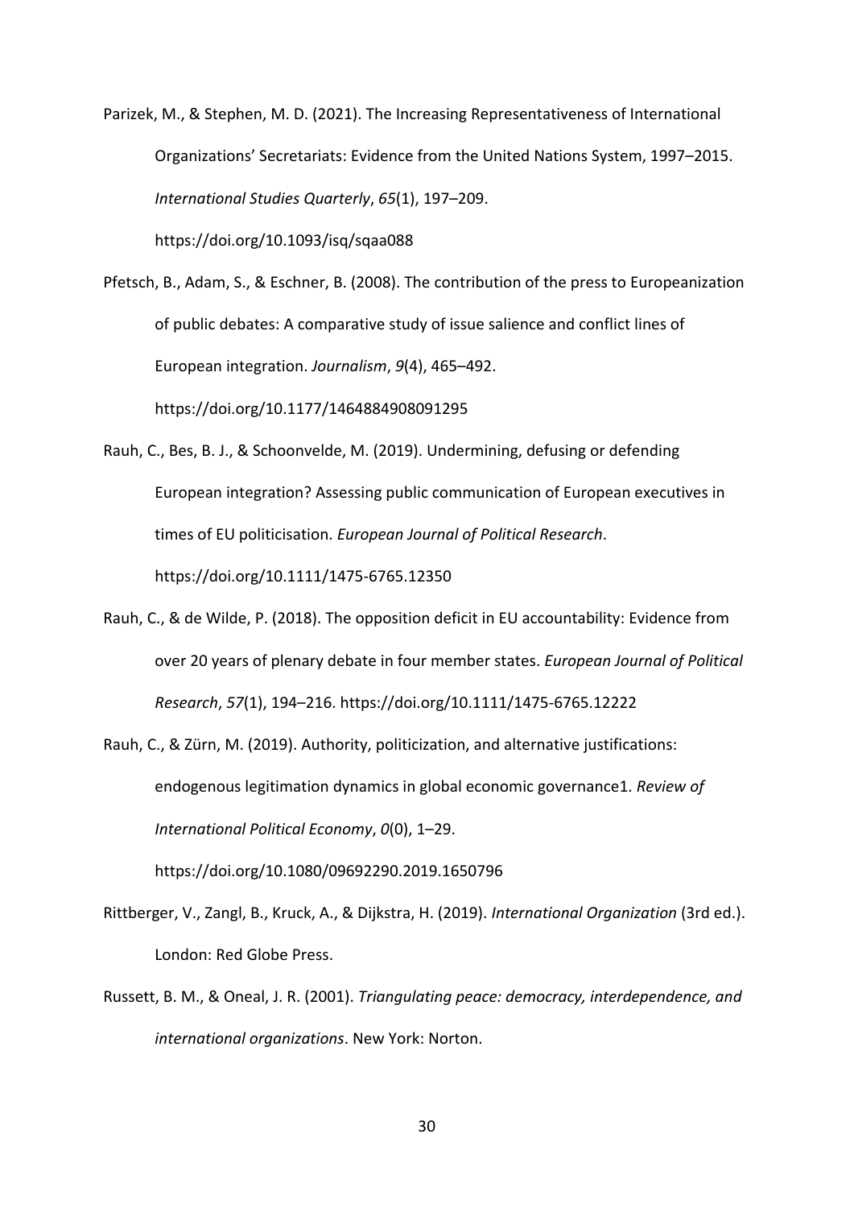Parizek, M., & Stephen, M. D. (2021). The Increasing Representativeness of International Organizations' Secretariats: Evidence from the United Nations System, 1997–2015. *International Studies Quarterly*, *65*(1), 197–209. https://doi.org/10.1093/isq/sqaa088

Pfetsch, B., Adam, S., & Eschner, B. (2008). The contribution of the press to Europeanization of public debates: A comparative study of issue salience and conflict lines of European integration. *Journalism*, *9*(4), 465–492. https://doi.org/10.1177/1464884908091295

Rauh, C., Bes, B. J., & Schoonvelde, M. (2019). Undermining, defusing or defending European integration? Assessing public communication of European executives in times of EU politicisation. *European Journal of Political Research*. https://doi.org/10.1111/1475-6765.12350

Rauh, C., & de Wilde, P. (2018). The opposition deficit in EU accountability: Evidence from over 20 years of plenary debate in four member states. *European Journal of Political Research*, *57*(1), 194–216. https://doi.org/10.1111/1475-6765.12222

Rauh, C., & Zürn, M. (2019). Authority, politicization, and alternative justifications: endogenous legitimation dynamics in global economic governance1. *Review of International Political Economy*, *0*(0), 1–29. https://doi.org/10.1080/09692290.2019.1650796

Rittberger, V., Zangl, B., Kruck, A., & Dijkstra, H. (2019). *International Organization* (3rd ed.). London: Red Globe Press.

Russett, B. M., & Oneal, J. R. (2001). *Triangulating peace: democracy, interdependence, and international organizations*. New York: Norton.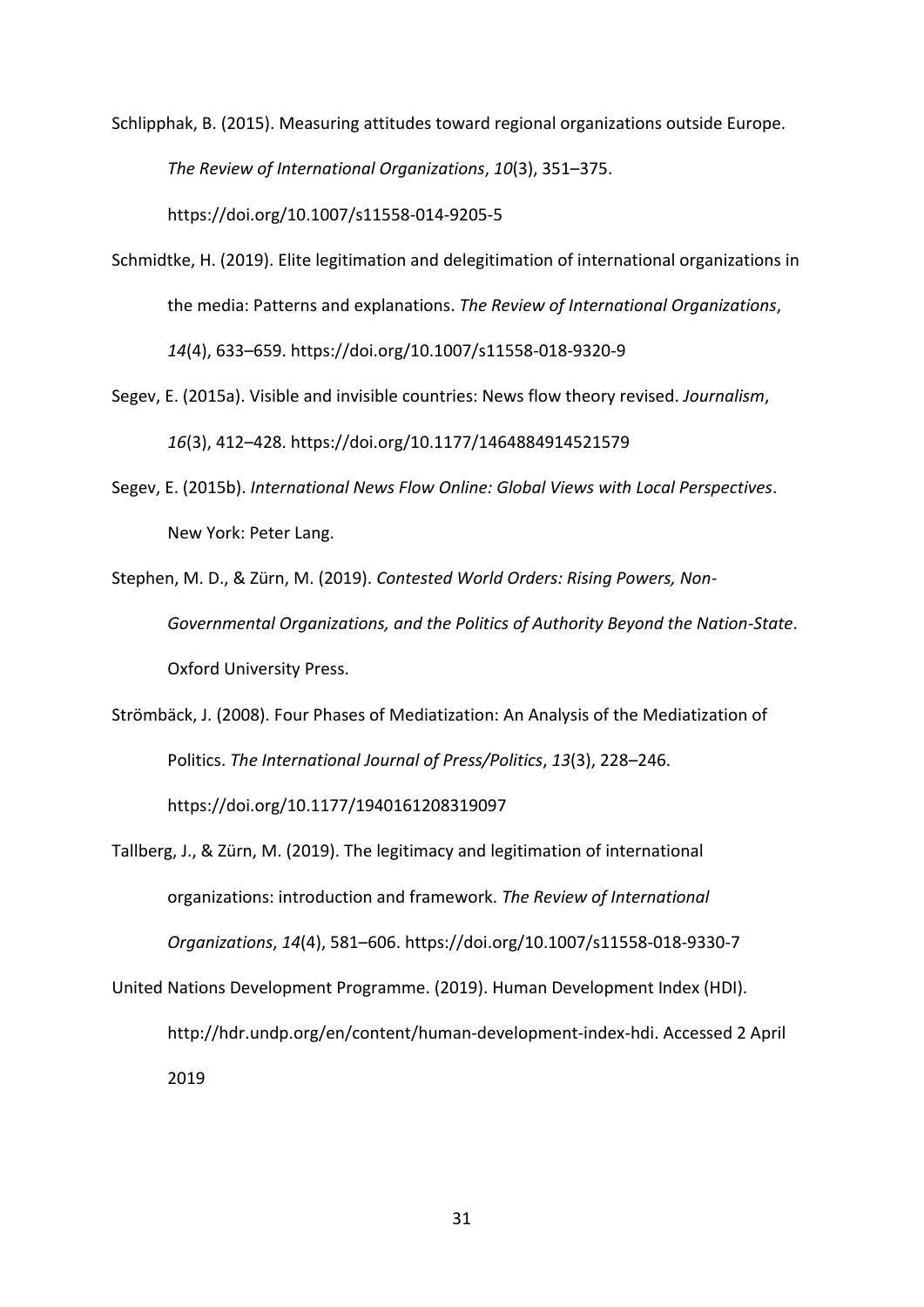Schlipphak, B. (2015). Measuring attitudes toward regional organizations outside Europe. *The Review of International Organizations*, *10*(3), 351–375. https://doi.org/10.1007/s11558-014-9205-5

Schmidtke, H. (2019). Elite legitimation and delegitimation of international organizations in the media: Patterns and explanations. *The Review of International Organizations*, *14*(4), 633–659. https://doi.org/10.1007/s11558-018-9320-9

Segev, E. (2015a). Visible and invisible countries: News flow theory revised. *Journalism*, *16*(3), 412–428. https://doi.org/10.1177/1464884914521579

Segev, E. (2015b). *International News Flow Online: Global Views with Local Perspectives*. New York: Peter Lang.

Stephen, M. D., & Zürn, M. (2019). *Contested World Orders: Rising Powers, Non-Governmental Organizations, and the Politics of Authority Beyond the Nation-State*. Oxford University Press.

Strömbäck, J. (2008). Four Phases of Mediatization: An Analysis of the Mediatization of Politics. *The International Journal of Press/Politics*, *13*(3), 228–246. https://doi.org/10.1177/1940161208319097

Tallberg, J., & Zürn, M. (2019). The legitimacy and legitimation of international organizations: introduction and framework. *The Review of International Organizations*, *14*(4), 581–606. https://doi.org/10.1007/s11558-018-9330-7

United Nations Development Programme. (2019). Human Development Index (HDI). http://hdr.undp.org/en/content/human-development-index-hdi. Accessed 2 April 2019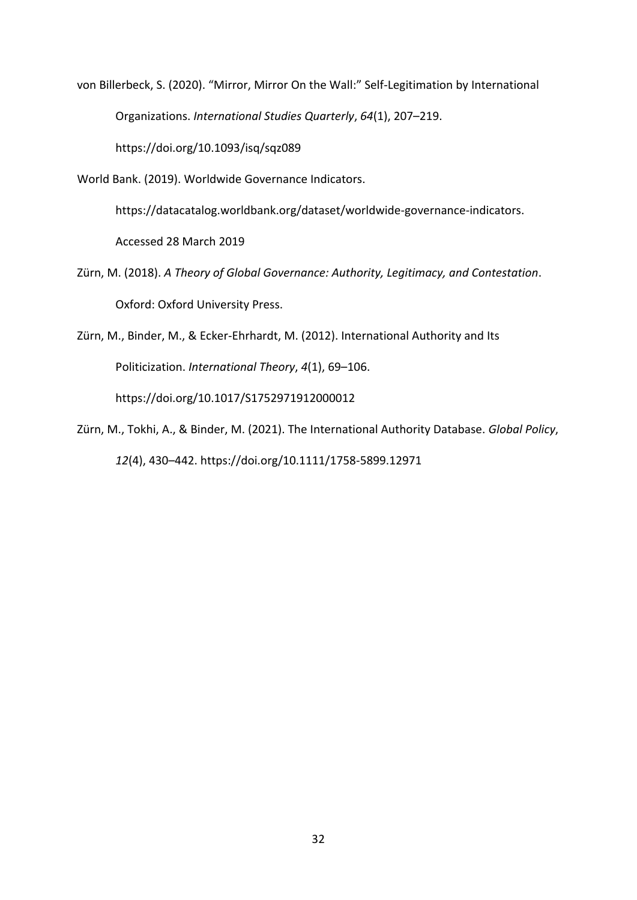von Billerbeck, S. (2020). "Mirror, Mirror On the Wall:" Self-Legitimation by International Organizations. *International Studies Quarterly*, *64*(1), 207–219. https://doi.org/10.1093/isq/sqz089

World Bank. (2019). Worldwide Governance Indicators. https://datacatalog.worldbank.org/dataset/worldwide-governance-indicators. Accessed 28 March 2019

Zürn, M. (2018). *A Theory of Global Governance: Authority, Legitimacy, and Contestation*. Oxford: Oxford University Press.

Zürn, M., Binder, M., & Ecker-Ehrhardt, M. (2012). International Authority and Its Politicization. *International Theory*, *4*(1), 69–106. https://doi.org/10.1017/S1752971912000012

Zürn, M., Tokhi, A., & Binder, M. (2021). The International Authority Database. *Global Policy*, *12*(4), 430–442. https://doi.org/10.1111/1758-5899.12971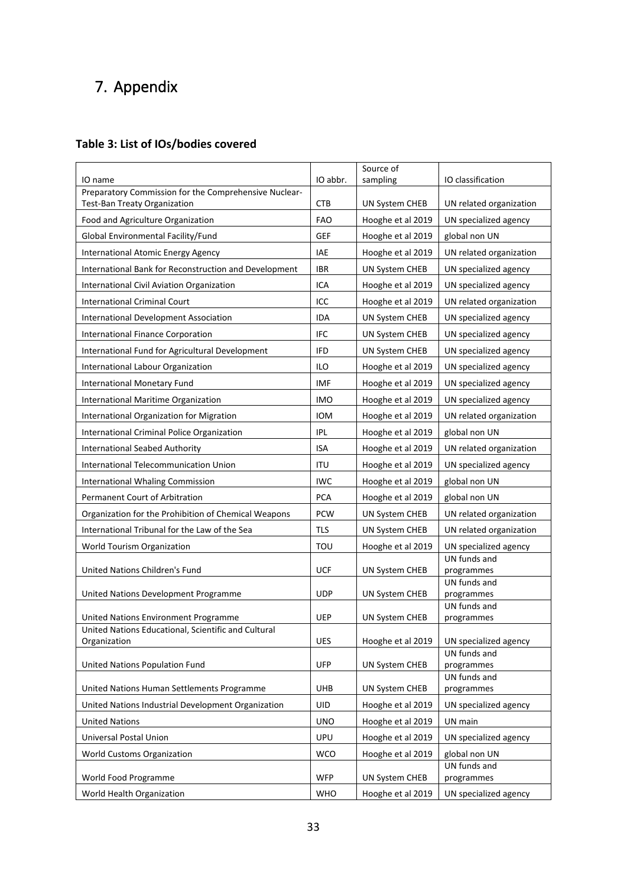# 7. Appendix

### Table 3: List of IOs/bodies covered

| IO name | IO abbr. | Source of sampling | IO classification |
|---|---|---|---|
| Preparatory Commission for the Comprehensive Nuclear-Test-Ban Treaty Organization | CTB | UN System CHEB | UN related organization |
| Food and Agriculture Organization | FAO | Hooghe et al 2019 | UN specialized agency |
| Global Environmental Facility/Fund | GEF | Hooghe et al 2019 | global non UN |
| International Atomic Energy Agency | IAE | Hooghe et al 2019 | UN related organization |
| International Bank for Reconstruction and Development | IBR | UN System CHEB | UN specialized agency |
| International Civil Aviation Organization | ICA | Hooghe et al 2019 | UN specialized agency |
| International Criminal Court | ICC | Hooghe et al 2019 | UN related organization |
| International Development Association | IDA | UN System CHEB | UN specialized agency |
| International Finance Corporation | IFC | UN System CHEB | UN specialized agency |
| International Fund for Agricultural Development | IFD | UN System CHEB | UN specialized agency |
| International Labour Organization | ILO | Hooghe et al 2019 | UN specialized agency |
| International Monetary Fund | IMF | Hooghe et al 2019 | UN specialized agency |
| International Maritime Organization | IMO | Hooghe et al 2019 | UN specialized agency |
| International Organization for Migration | IOM | Hooghe et al 2019 | UN related organization |
| International Criminal Police Organization | IPL | Hooghe et al 2019 | global non UN |
| International Seabed Authority | ISA | Hooghe et al 2019 | UN related organization |
| International Telecommunication Union | ITU | Hooghe et al 2019 | UN specialized agency |
| International Whaling Commission | IWC | Hooghe et al 2019 | global non UN |
| Permanent Court of Arbitration | PCA | Hooghe et al 2019 | global non UN |
| Organization for the Prohibition of Chemical Weapons | PCW | UN System CHEB | UN related organization |
| International Tribunal for the Law of the Sea | TLS | UN System CHEB | UN related organization |
| World Tourism Organization | TOU | Hooghe et al 2019 | UN specialized agency |
| United Nations Children's Fund | UCF | UN System CHEB | UN funds and programmes |
| United Nations Development Programme | UDP | UN System CHEB | UN funds and programmes |
| United Nations Environment Programme | UEP | UN System CHEB | UN funds and programmes |
| United Nations Educational, Scientific and Cultural Organization | UES | Hooghe et al 2019 | UN specialized agency |
| United Nations Population Fund | UFP | UN System CHEB | UN funds and programmes |
| United Nations Human Settlements Programme | UHB | UN System CHEB | UN funds and programmes |
| United Nations Industrial Development Organization | UID | Hooghe et al 2019 | UN specialized agency |
| United Nations | UNO | Hooghe et al 2019 | UN main |
| Universal Postal Union | UPU | Hooghe et al 2019 | UN specialized agency |
| World Customs Organization | WCO | Hooghe et al 2019 | global non UN |
| World Food Programme | WFP | UN System CHEB | UN funds and programmes |
| World Health Organization | WHO | Hooghe et al 2019 | UN specialized agency |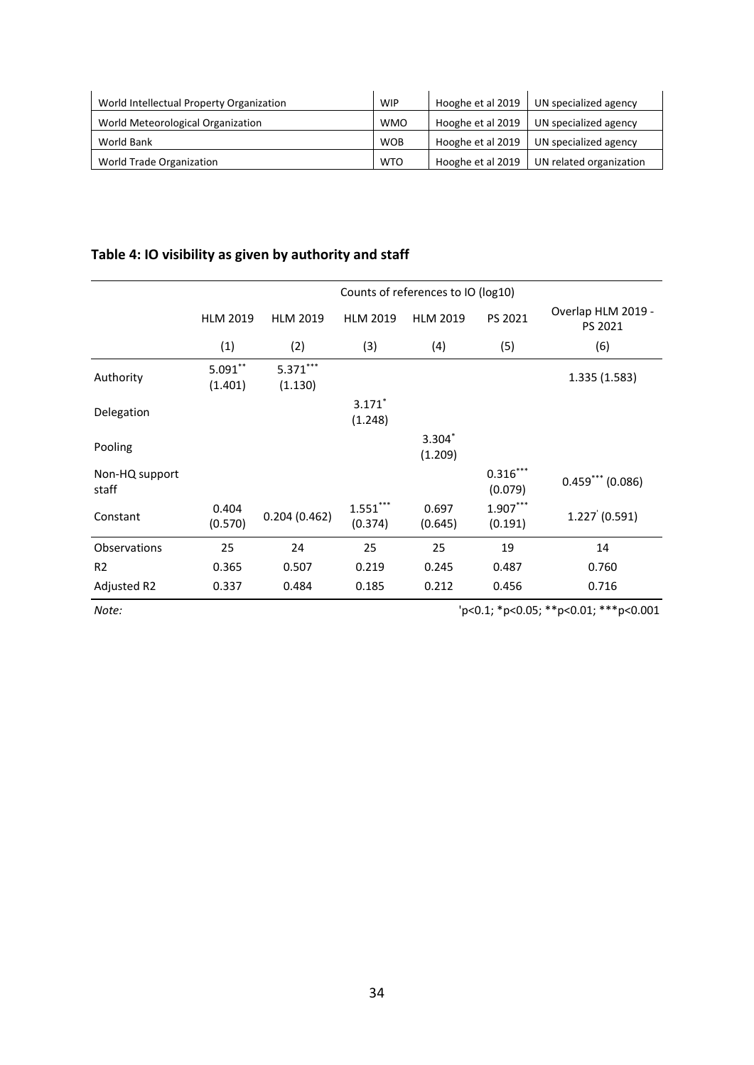| | | | |
|---|---|---|---|
| World Intellectual Property Organization | WIP | Hooghe et al 2019 | UN specialized agency |
| World Meteorological Organization | WMO | Hooghe et al 2019 | UN specialized agency |
| World Bank | WOB | Hooghe et al 2019 | UN specialized agency |
| World Trade Organization | WTO | Hooghe et al 2019 | UN related organization |

## Table 4: IO visibility as given by authority and staff

| | Counts of references to IO (log10) | | | | | |
|---|---|---|---|---|---|---|
| | HLM 2019 | HLM 2019 | HLM 2019 | HLM 2019 | PS 2021 | Overlap HLM 2019 - PS 2021 |
| | (1) | (2) | (3) | (4) | (5) | (6) |
| Authority | 5.091** (1.401) | 5.371*** (1.130) | | | | 1.335 (1.583) |
| Delegation | | | 3.171* (1.248) | | | |
| Pooling | | | | 3.304* (1.209) | | |
| Non-HQ support staff | | | | | 0.316*** (0.079) | 0.459*** (0.086) |
| Constant | 0.404 (0.570) | 0.204 (0.462) | 1.551*** (0.374) | 0.697 (0.645) | 1.907*** (0.191) | 1.227' (0.591) |
| Observations | 25 | 24 | 25 | 25 | 19 | 14 |
| R2 | 0.365 | 0.507 | 0.219 | 0.245 | 0.487 | 0.760 |
| Adjusted R2 | 0.337 | 0.484 | 0.185 | 0.212 | 0.456 | 0.716 |

*Note:* 'p<0.1; *p<0.05; **p<0.01; ***p<0.001